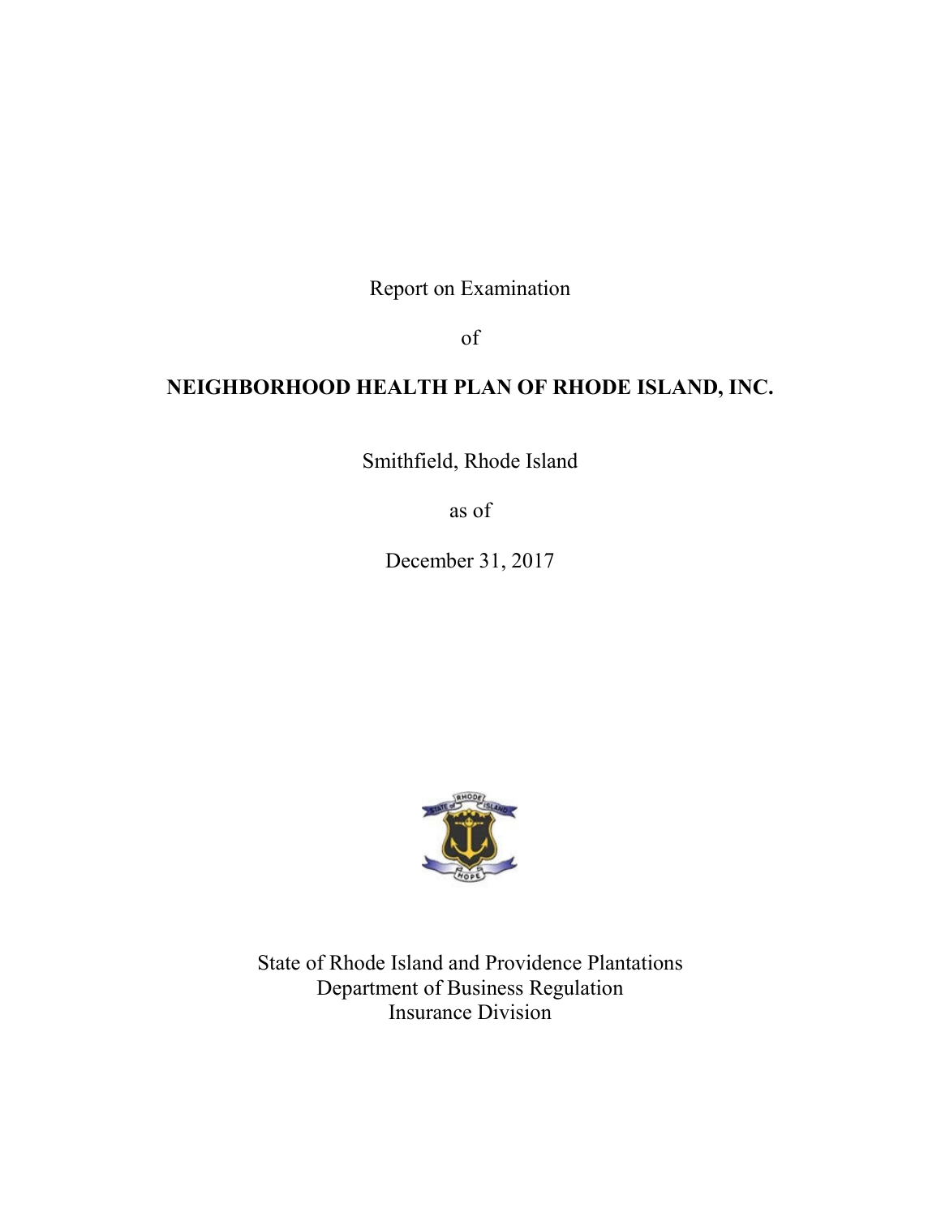Report on Examination

of

# NEIGHBORHOOD HEALTH PLAN OF RHODE ISLAND, INC.

Smithfield, Rhode Island

as of

December 31, 2017

State of Rhode Island and Providence Plantations
Department of Business Regulation
Insurance Division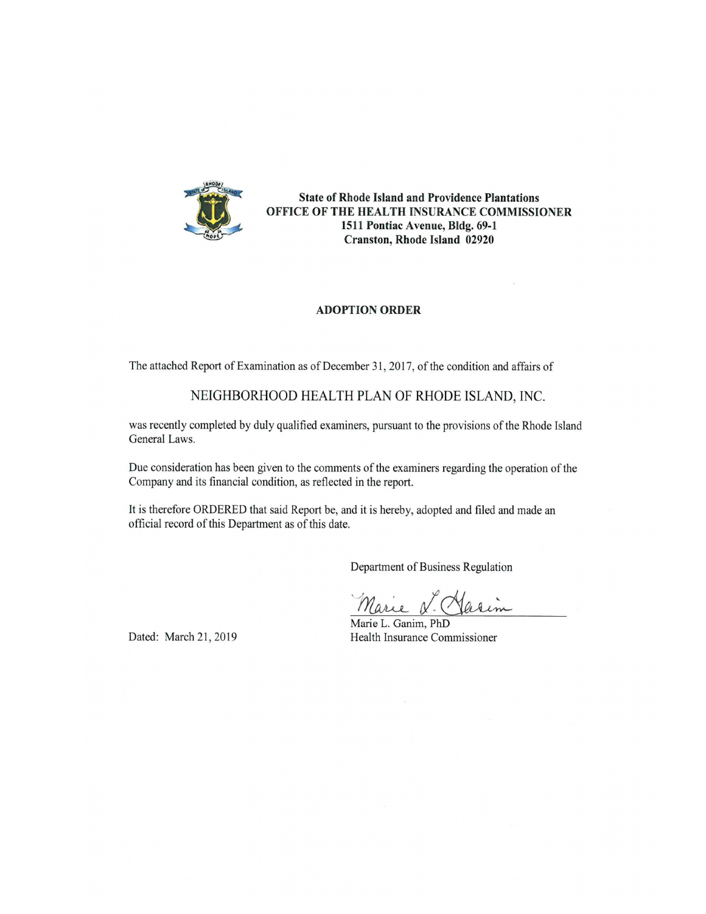**State of Rhode Island and Providence Plantations**
**OFFICE OF THE HEALTH INSURANCE COMMISSIONER**
**1511 Pontiac Avenue, Bldg. 69-1**
**Cranston, Rhode Island 02920**

## ADOPTION ORDER

The attached Report of Examination as of December 31, 2017, of the condition and affairs of

NEIGHBORHOOD HEALTH PLAN OF RHODE ISLAND, INC.

was recently completed by duly qualified examiners, pursuant to the provisions of the Rhode Island General Laws.

Due consideration has been given to the comments of the examiners regarding the operation of the Company and its financial condition, as reflected in the report.

It is therefore ORDERED that said Report be, and it is hereby, adopted and filed and made an official record of this Department as of this date.

Department of Business Regulation

Marie L. Ganim, PhD
Health Insurance Commissioner

Dated: March 21, 2019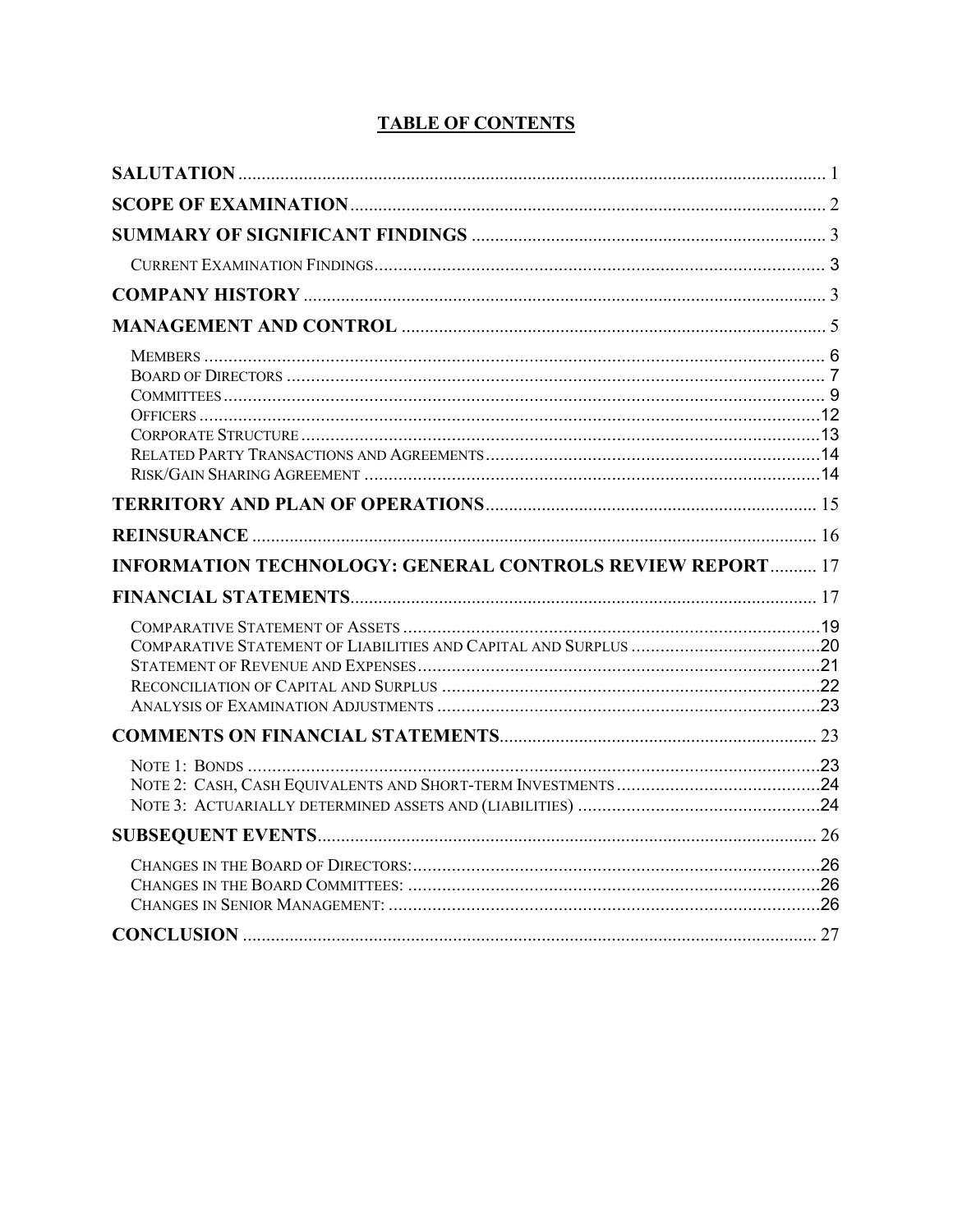# TABLE OF CONTENTS

**SALUTATION** ........................................................................................................................ 1

**SCOPE OF EXAMINATION** ................................................................................................ 2

**SUMMARY OF SIGNIFICANT FINDINGS** ....................................................................... 3

- CURRENT EXAMINATION FINDINGS ............................................................................................ 3

**COMPANY HISTORY** .......................................................................................................... 3

**MANAGEMENT AND CONTROL** ...................................................................................... 5

- MEMBERS ............................................................................................................................... 6
- BOARD OF DIRECTORS ............................................................................................................. 7
- COMMITTEES ........................................................................................................................... 9
- OFFICERS ............................................................................................................................... 12
- CORPORATE STRUCTURE ......................................................................................................... 13
- RELATED PARTY TRANSACTIONS AND AGREEMENTS ................................................................ 14
- RISK/GAIN SHARING AGREEMENT ............................................................................................ 14

**TERRITORY AND PLAN OF OPERATIONS** .................................................................... 15

**REINSURANCE** .................................................................................................................... 16

**INFORMATION TECHNOLOGY: GENERAL CONTROLS REVIEW REPORT** .......... 17

**FINANCIAL STATEMENTS** ................................................................................................ 17

- COMPARATIVE STATEMENT OF ASSETS ..................................................................................... 19
- COMPARATIVE STATEMENT OF LIABILITIES AND CAPITAL AND SURPLUS ................................... 20
- STATEMENT OF REVENUE AND EXPENSES ................................................................................. 21
- RECONCILIATION OF CAPITAL AND SURPLUS ............................................................................ 22
- ANALYSIS OF EXAMINATION ADJUSTMENTS ............................................................................. 23

**COMMENTS ON FINANCIAL STATEMENTS** ................................................................. 23

- NOTE 1: BONDS ...................................................................................................................... 23
- NOTE 2: CASH, CASH EQUIVALENTS AND SHORT-TERM INVESTMENTS ....................................... 24
- NOTE 3: ACTUARIALLY DETERMINED ASSETS AND (LIABILITIES) ................................................ 24

**SUBSEQUENT EVENTS** ..................................................................................................... 26

- CHANGES IN THE BOARD OF DIRECTORS: ................................................................................. 26
- CHANGES IN THE BOARD COMMITTEES: .................................................................................... 26
- CHANGES IN SENIOR MANAGEMENT: ........................................................................................ 26

**CONCLUSION** ...................................................................................................................... 27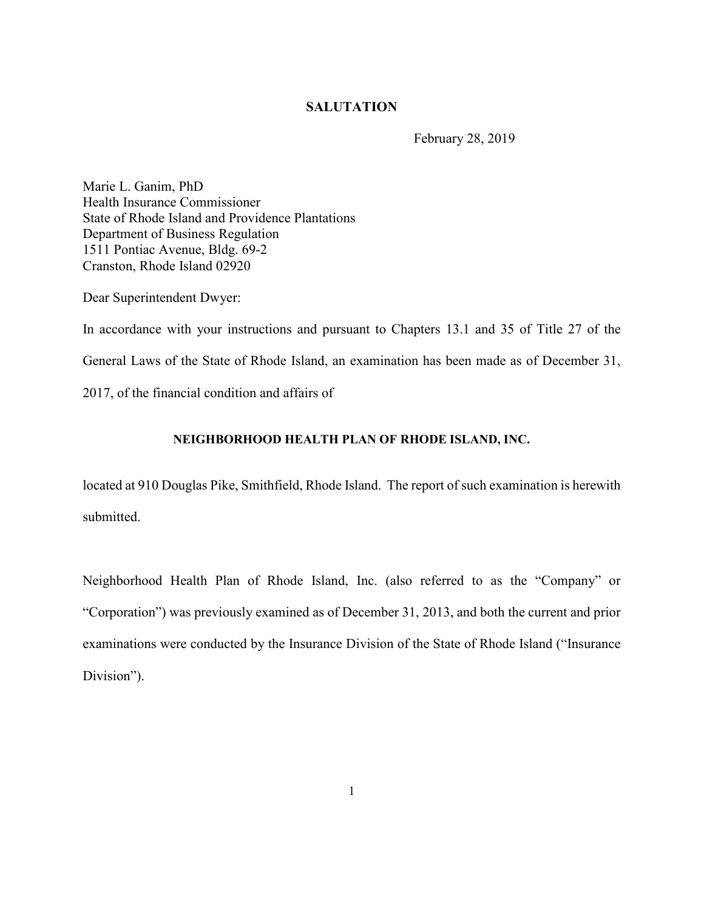## SALUTATION

February 28, 2019

Marie L. Ganim, PhD  
Health Insurance Commissioner  
State of Rhode Island and Providence Plantations  
Department of Business Regulation  
1511 Pontiac Avenue, Bldg. 69-2  
Cranston, Rhode Island 02920

Dear Superintendent Dwyer:

In accordance with your instructions and pursuant to Chapters 13.1 and 35 of Title 27 of the General Laws of the State of Rhode Island, an examination has been made as of December 31, 2017, of the financial condition and affairs of

**NEIGHBORHOOD HEALTH PLAN OF RHODE ISLAND, INC.**

located at 910 Douglas Pike, Smithfield, Rhode Island. The report of such examination is herewith submitted.

Neighborhood Health Plan of Rhode Island, Inc. (also referred to as the "Company" or "Corporation") was previously examined as of December 31, 2013, and both the current and prior examinations were conducted by the Insurance Division of the State of Rhode Island ("Insurance Division").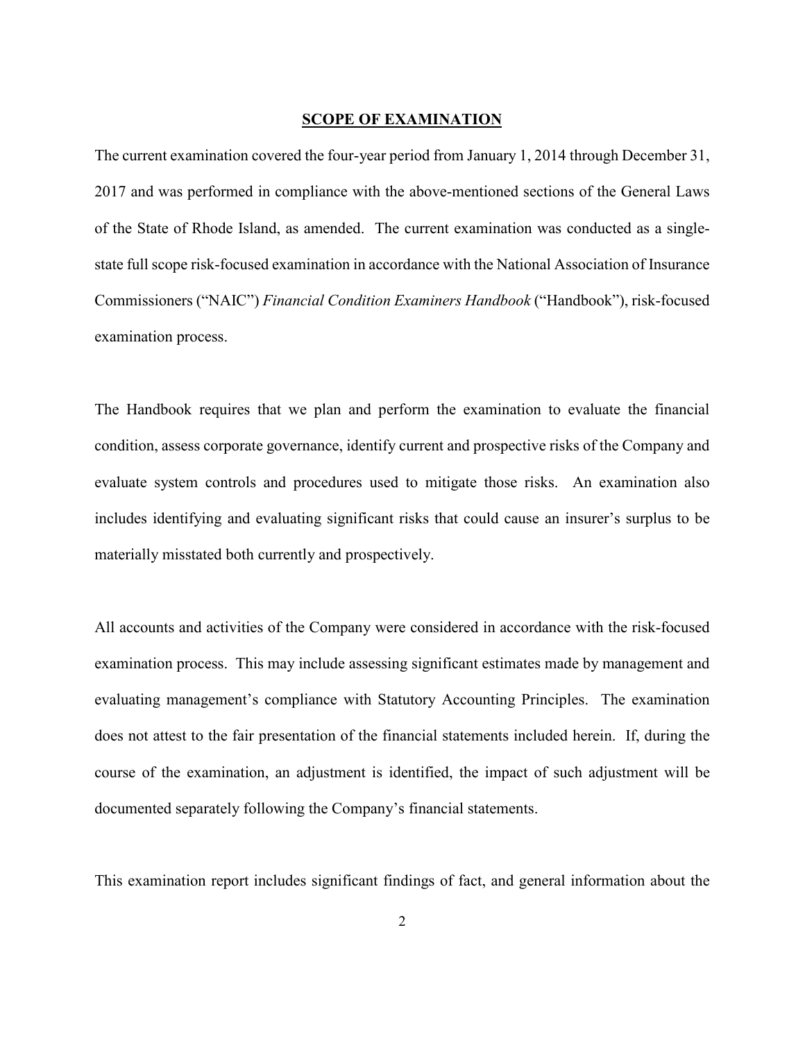## SCOPE OF EXAMINATION

The current examination covered the four-year period from January 1, 2014 through December 31, 2017 and was performed in compliance with the above-mentioned sections of the General Laws of the State of Rhode Island, as amended. The current examination was conducted as a single-state full scope risk-focused examination in accordance with the National Association of Insurance Commissioners ("NAIC") *Financial Condition Examiners Handbook* ("Handbook"), risk-focused examination process.

The Handbook requires that we plan and perform the examination to evaluate the financial condition, assess corporate governance, identify current and prospective risks of the Company and evaluate system controls and procedures used to mitigate those risks. An examination also includes identifying and evaluating significant risks that could cause an insurer's surplus to be materially misstated both currently and prospectively.

All accounts and activities of the Company were considered in accordance with the risk-focused examination process. This may include assessing significant estimates made by management and evaluating management's compliance with Statutory Accounting Principles. The examination does not attest to the fair presentation of the financial statements included herein. If, during the course of the examination, an adjustment is identified, the impact of such adjustment will be documented separately following the Company's financial statements.

This examination report includes significant findings of fact, and general information about the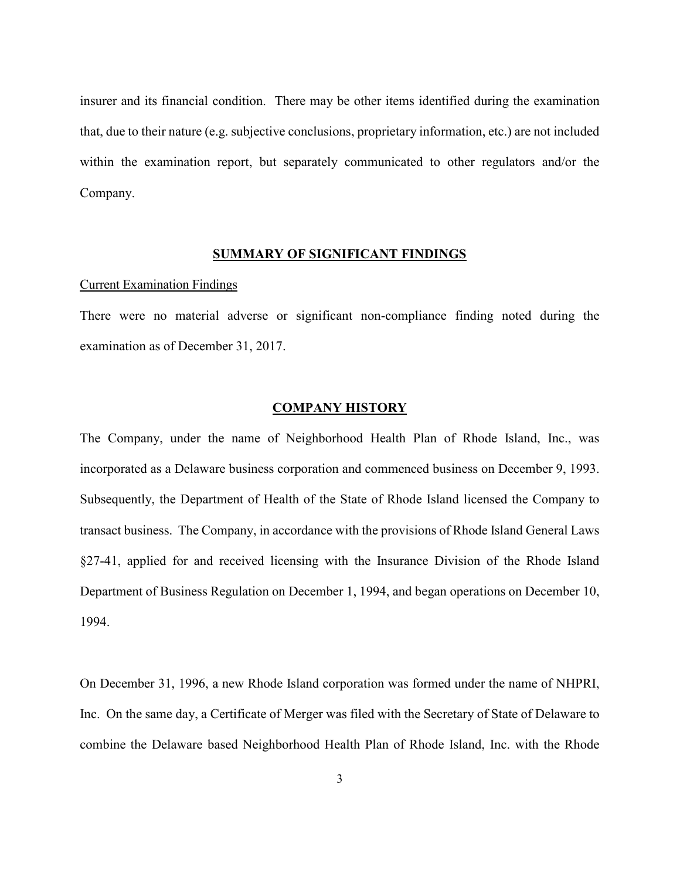insurer and its financial condition. There may be other items identified during the examination that, due to their nature (e.g. subjective conclusions, proprietary information, etc.) are not included within the examination report, but separately communicated to other regulators and/or the Company.

## SUMMARY OF SIGNIFICANT FINDINGS

Current Examination Findings

There were no material adverse or significant non-compliance finding noted during the examination as of December 31, 2017.

## COMPANY HISTORY

The Company, under the name of Neighborhood Health Plan of Rhode Island, Inc., was incorporated as a Delaware business corporation and commenced business on December 9, 1993. Subsequently, the Department of Health of the State of Rhode Island licensed the Company to transact business. The Company, in accordance with the provisions of Rhode Island General Laws §27-41, applied for and received licensing with the Insurance Division of the Rhode Island Department of Business Regulation on December 1, 1994, and began operations on December 10, 1994.

On December 31, 1996, a new Rhode Island corporation was formed under the name of NHPRI, Inc. On the same day, a Certificate of Merger was filed with the Secretary of State of Delaware to combine the Delaware based Neighborhood Health Plan of Rhode Island, Inc. with the Rhode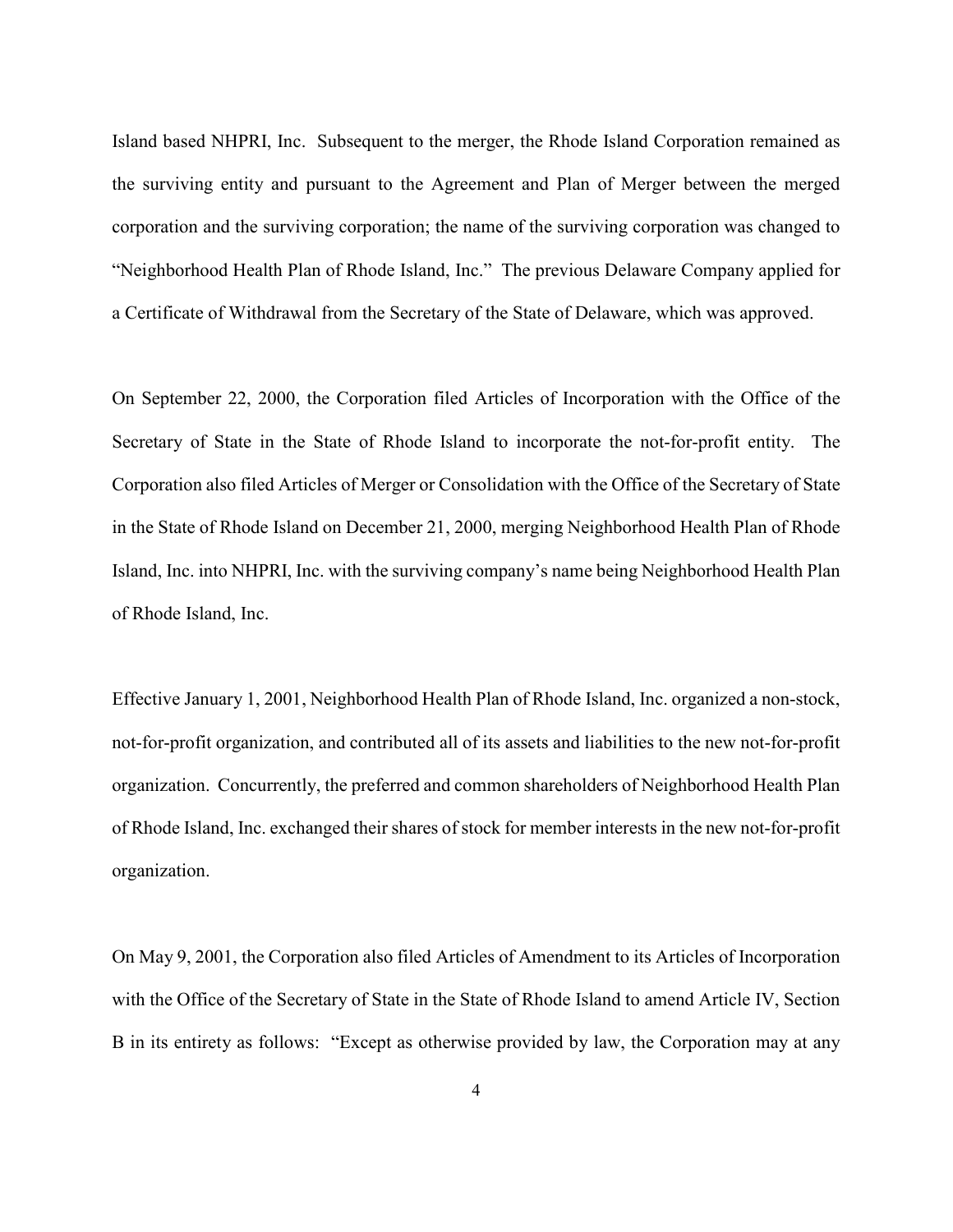Island based NHPRI, Inc. Subsequent to the merger, the Rhode Island Corporation remained as the surviving entity and pursuant to the Agreement and Plan of Merger between the merged corporation and the surviving corporation; the name of the surviving corporation was changed to "Neighborhood Health Plan of Rhode Island, Inc." The previous Delaware Company applied for a Certificate of Withdrawal from the Secretary of the State of Delaware, which was approved.

On September 22, 2000, the Corporation filed Articles of Incorporation with the Office of the Secretary of State in the State of Rhode Island to incorporate the not-for-profit entity. The Corporation also filed Articles of Merger or Consolidation with the Office of the Secretary of State in the State of Rhode Island on December 21, 2000, merging Neighborhood Health Plan of Rhode Island, Inc. into NHPRI, Inc. with the surviving company's name being Neighborhood Health Plan of Rhode Island, Inc.

Effective January 1, 2001, Neighborhood Health Plan of Rhode Island, Inc. organized a non-stock, not-for-profit organization, and contributed all of its assets and liabilities to the new not-for-profit organization. Concurrently, the preferred and common shareholders of Neighborhood Health Plan of Rhode Island, Inc. exchanged their shares of stock for member interests in the new not-for-profit organization.

On May 9, 2001, the Corporation also filed Articles of Amendment to its Articles of Incorporation with the Office of the Secretary of State in the State of Rhode Island to amend Article IV, Section B in its entirety as follows: "Except as otherwise provided by law, the Corporation may at any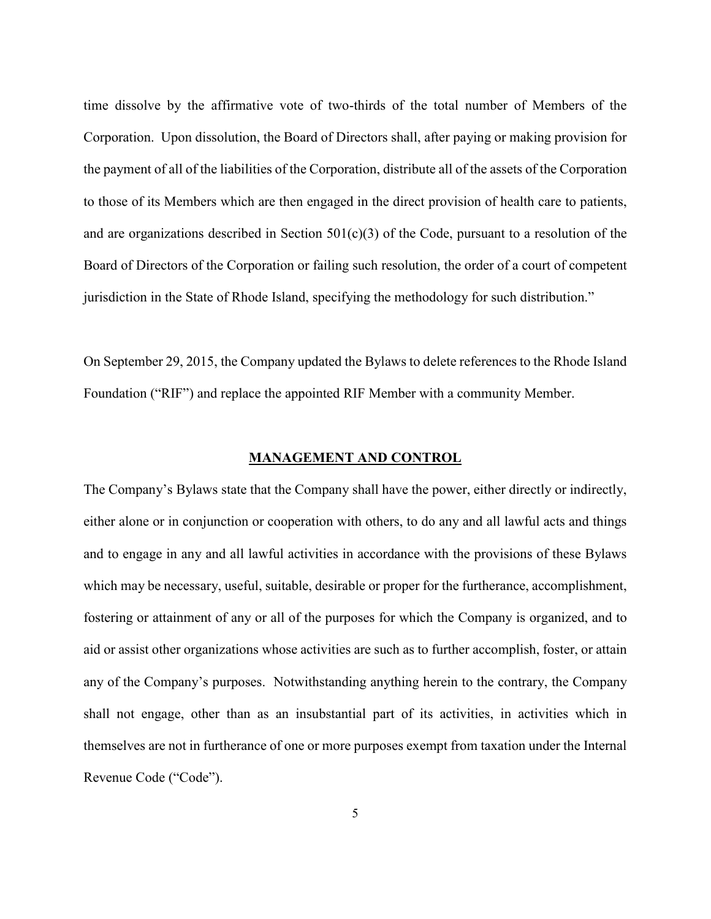time dissolve by the affirmative vote of two-thirds of the total number of Members of the Corporation. Upon dissolution, the Board of Directors shall, after paying or making provision for the payment of all of the liabilities of the Corporation, distribute all of the assets of the Corporation to those of its Members which are then engaged in the direct provision of health care to patients, and are organizations described in Section 501(c)(3) of the Code, pursuant to a resolution of the Board of Directors of the Corporation or failing such resolution, the order of a court of competent jurisdiction in the State of Rhode Island, specifying the methodology for such distribution."

On September 29, 2015, the Company updated the Bylaws to delete references to the Rhode Island Foundation ("RIF") and replace the appointed RIF Member with a community Member.

## MANAGEMENT AND CONTROL

The Company's Bylaws state that the Company shall have the power, either directly or indirectly, either alone or in conjunction or cooperation with others, to do any and all lawful acts and things and to engage in any and all lawful activities in accordance with the provisions of these Bylaws which may be necessary, useful, suitable, desirable or proper for the furtherance, accomplishment, fostering or attainment of any or all of the purposes for which the Company is organized, and to aid or assist other organizations whose activities are such as to further accomplish, foster, or attain any of the Company's purposes. Notwithstanding anything herein to the contrary, the Company shall not engage, other than as an insubstantial part of its activities, in activities which in themselves are not in furtherance of one or more purposes exempt from taxation under the Internal Revenue Code ("Code").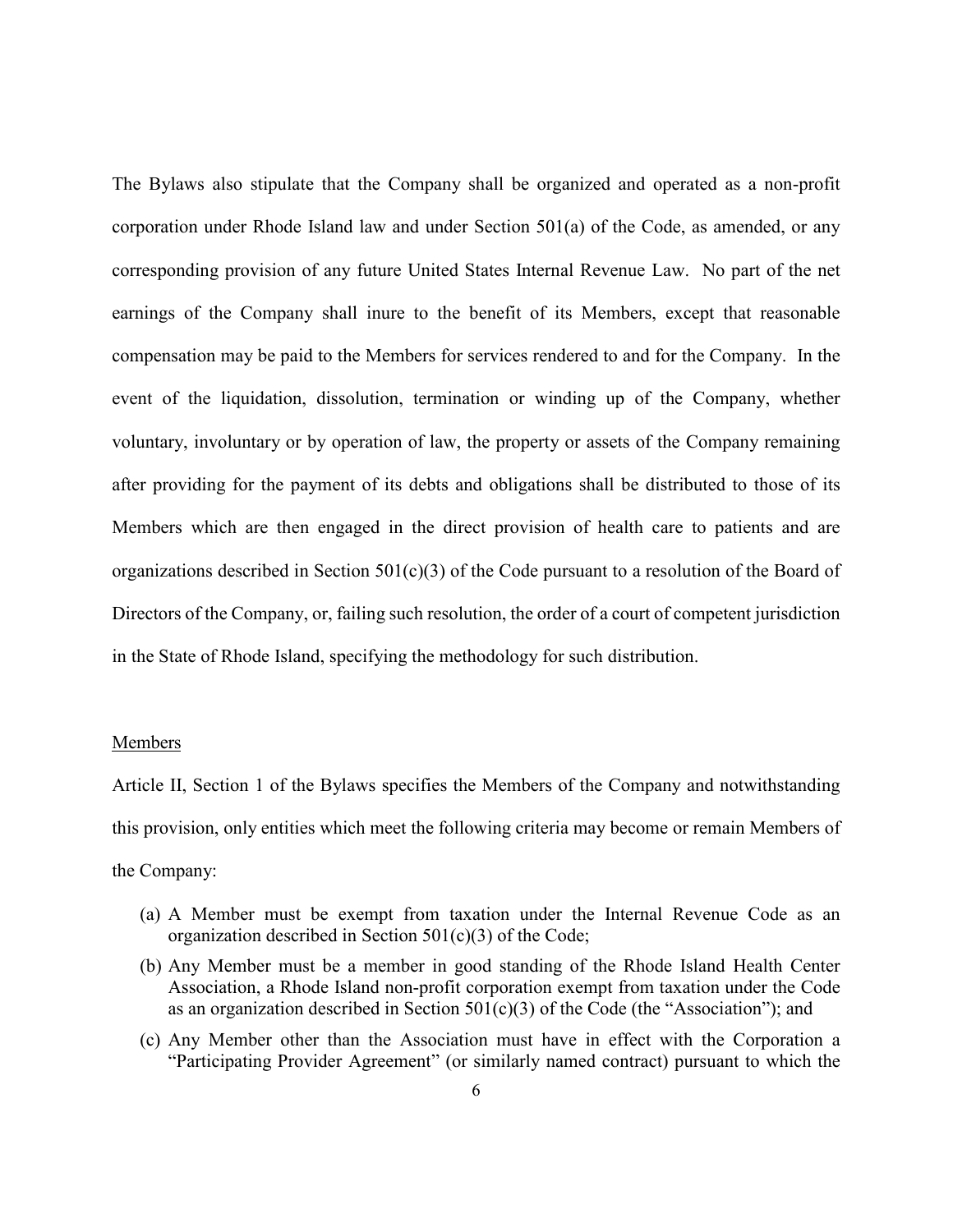The Bylaws also stipulate that the Company shall be organized and operated as a non-profit corporation under Rhode Island law and under Section 501(a) of the Code, as amended, or any corresponding provision of any future United States Internal Revenue Law. No part of the net earnings of the Company shall inure to the benefit of its Members, except that reasonable compensation may be paid to the Members for services rendered to and for the Company. In the event of the liquidation, dissolution, termination or winding up of the Company, whether voluntary, involuntary or by operation of law, the property or assets of the Company remaining after providing for the payment of its debts and obligations shall be distributed to those of its Members which are then engaged in the direct provision of health care to patients and are organizations described in Section 501(c)(3) of the Code pursuant to a resolution of the Board of Directors of the Company, or, failing such resolution, the order of a court of competent jurisdiction in the State of Rhode Island, specifying the methodology for such distribution.

## Members

Article II, Section 1 of the Bylaws specifies the Members of the Company and notwithstanding this provision, only entities which meet the following criteria may become or remain Members of the Company:

(a) A Member must be exempt from taxation under the Internal Revenue Code as an organization described in Section 501(c)(3) of the Code;

(b) Any Member must be a member in good standing of the Rhode Island Health Center Association, a Rhode Island non-profit corporation exempt from taxation under the Code as an organization described in Section 501(c)(3) of the Code (the "Association"); and

(c) Any Member other than the Association must have in effect with the Corporation a "Participating Provider Agreement" (or similarly named contract) pursuant to which the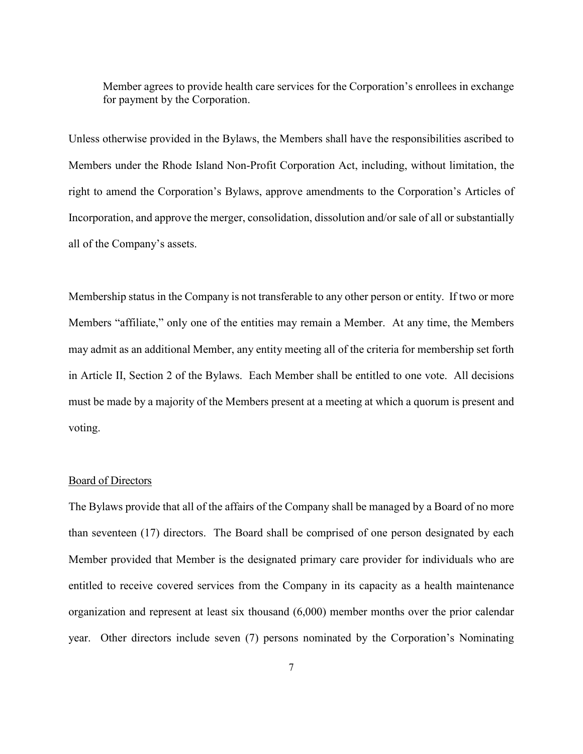Member agrees to provide health care services for the Corporation's enrollees in exchange for payment by the Corporation.

Unless otherwise provided in the Bylaws, the Members shall have the responsibilities ascribed to Members under the Rhode Island Non-Profit Corporation Act, including, without limitation, the right to amend the Corporation's Bylaws, approve amendments to the Corporation's Articles of Incorporation, and approve the merger, consolidation, dissolution and/or sale of all or substantially all of the Company's assets.

Membership status in the Company is not transferable to any other person or entity. If two or more Members "affiliate," only one of the entities may remain a Member. At any time, the Members may admit as an additional Member, any entity meeting all of the criteria for membership set forth in Article II, Section 2 of the Bylaws. Each Member shall be entitled to one vote. All decisions must be made by a majority of the Members present at a meeting at which a quorum is present and voting.

Board of Directors

The Bylaws provide that all of the affairs of the Company shall be managed by a Board of no more than seventeen (17) directors. The Board shall be comprised of one person designated by each Member provided that Member is the designated primary care provider for individuals who are entitled to receive covered services from the Company in its capacity as a health maintenance organization and represent at least six thousand (6,000) member months over the prior calendar year. Other directors include seven (7) persons nominated by the Corporation's Nominating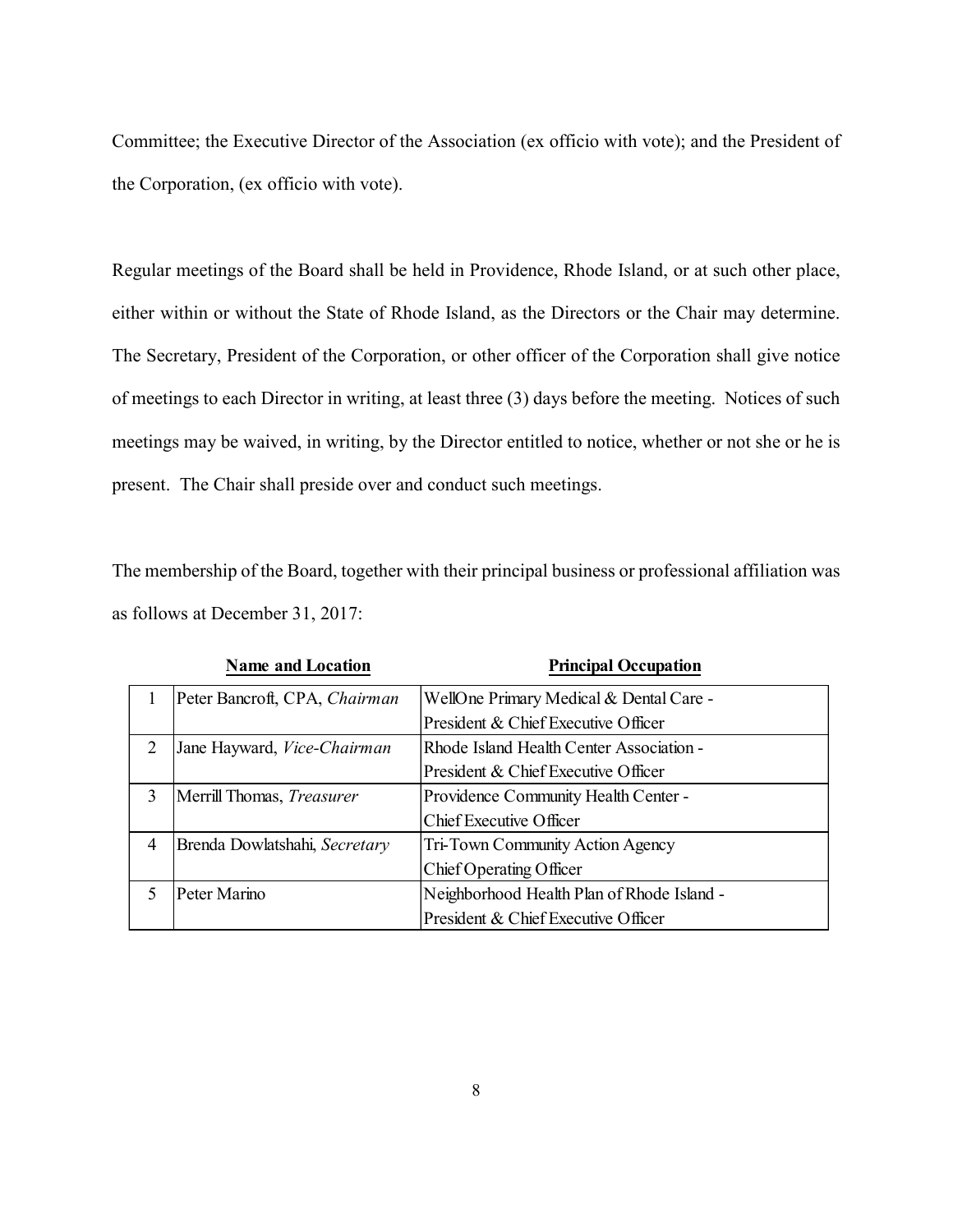Committee; the Executive Director of the Association (ex officio with vote); and the President of the Corporation, (ex officio with vote).

Regular meetings of the Board shall be held in Providence, Rhode Island, or at such other place, either within or without the State of Rhode Island, as the Directors or the Chair may determine. The Secretary, President of the Corporation, or other officer of the Corporation shall give notice of meetings to each Director in writing, at least three (3) days before the meeting. Notices of such meetings may be waived, in writing, by the Director entitled to notice, whether or not she or he is present. The Chair shall preside over and conduct such meetings.

The membership of the Board, together with their principal business or professional affiliation was as follows at December 31, 2017:

| | **Name and Location** | **Principal Occupation** |
|---|---|---|
| 1 | Peter Bancroft, CPA, *Chairman* | WellOne Primary Medical & Dental Care - President & Chief Executive Officer |
| 2 | Jane Hayward, *Vice-Chairman* | Rhode Island Health Center Association - President & Chief Executive Officer |
| 3 | Merrill Thomas, *Treasurer* | Providence Community Health Center - Chief Executive Officer |
| 4 | Brenda Dowlatshahi, *Secretary* | Tri-Town Community Action Agency Chief Operating Officer |
| 5 | Peter Marino | Neighborhood Health Plan of Rhode Island - President & Chief Executive Officer |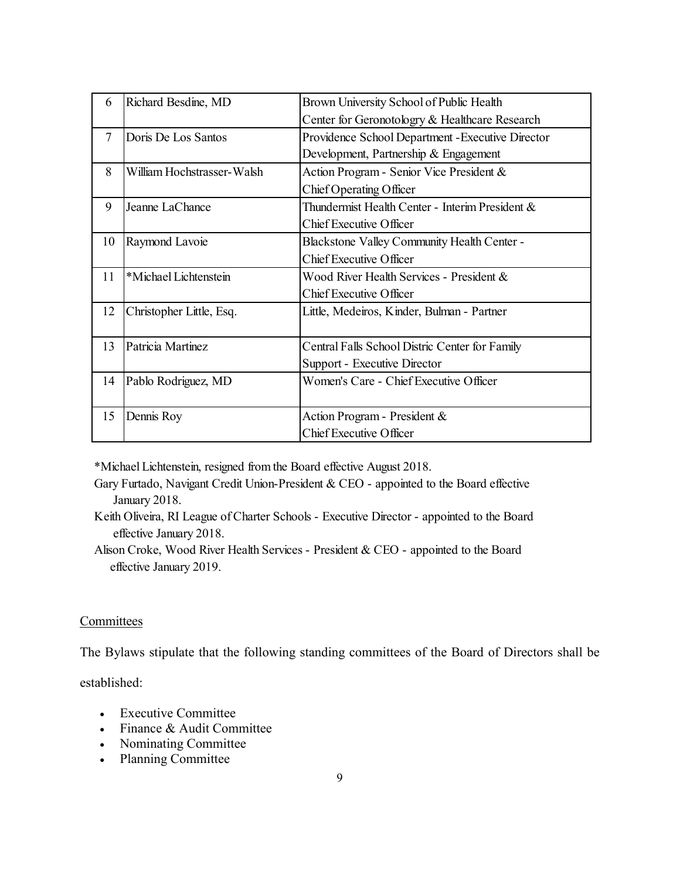| 6 | Richard Besdine, MD | Brown University School of Public Health Center for Geronotology & Healthcare Research |
|---|---|---|
| 7 | Doris De Los Santos | Providence School Department -Executive Director Development, Partnership & Engagement |
| 8 | William Hochstrasser-Walsh | Action Program - Senior Vice President & Chief Operating Officer |
| 9 | Jeanne LaChance | Thundermist Health Center - Interim President & Chief Executive Officer |
| 10 | Raymond Lavoie | Blackstone Valley Community Health Center - Chief Executive Officer |
| 11 | *Michael Lichtenstein | Wood River Health Services - President & Chief Executive Officer |
| 12 | Christopher Little, Esq. | Little, Medeiros, Kinder, Bulman - Partner |
| 13 | Patricia Martinez | Central Falls School Distric Center for Family Support - Executive Director |
| 14 | Pablo Rodriguez, MD | Women's Care - Chief Executive Officer |
| 15 | Dennis Roy | Action Program - President & Chief Executive Officer |

*Michael Lichtenstein, resigned from the Board effective August 2018.

Gary Furtado, Navigant Credit Union-President & CEO - appointed to the Board effective January 2018.

Keith Oliveira, RI League of Charter Schools - Executive Director - appointed to the Board effective January 2018.

Alison Croke, Wood River Health Services - President & CEO - appointed to the Board effective January 2019.

Committees

The Bylaws stipulate that the following standing committees of the Board of Directors shall be established:

- Executive Committee
- Finance & Audit Committee
- Nominating Committee
- Planning Committee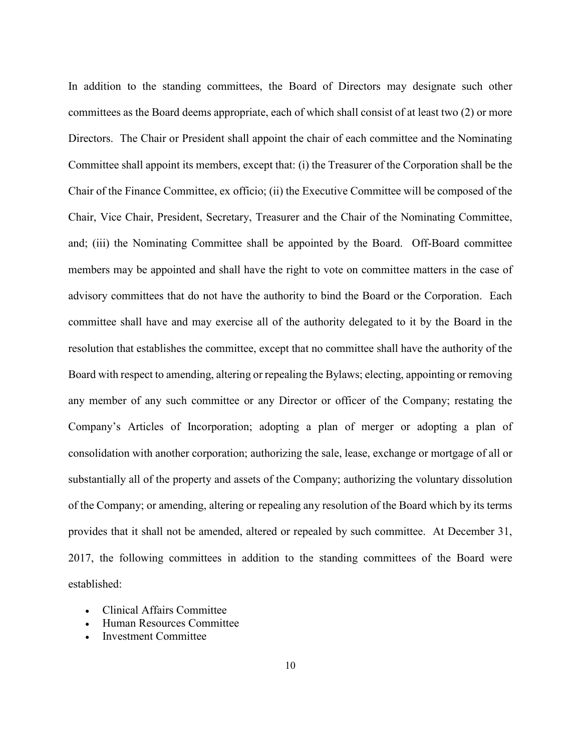In addition to the standing committees, the Board of Directors may designate such other committees as the Board deems appropriate, each of which shall consist of at least two (2) or more Directors. The Chair or President shall appoint the chair of each committee and the Nominating Committee shall appoint its members, except that: (i) the Treasurer of the Corporation shall be the Chair of the Finance Committee, ex officio; (ii) the Executive Committee will be composed of the Chair, Vice Chair, President, Secretary, Treasurer and the Chair of the Nominating Committee, and; (iii) the Nominating Committee shall be appointed by the Board. Off-Board committee members may be appointed and shall have the right to vote on committee matters in the case of advisory committees that do not have the authority to bind the Board or the Corporation. Each committee shall have and may exercise all of the authority delegated to it by the Board in the resolution that establishes the committee, except that no committee shall have the authority of the Board with respect to amending, altering or repealing the Bylaws; electing, appointing or removing any member of any such committee or any Director or officer of the Company; restating the Company's Articles of Incorporation; adopting a plan of merger or adopting a plan of consolidation with another corporation; authorizing the sale, lease, exchange or mortgage of all or substantially all of the property and assets of the Company; authorizing the voluntary dissolution of the Company; or amending, altering or repealing any resolution of the Board which by its terms provides that it shall not be amended, altered or repealed by such committee. At December 31, 2017, the following committees in addition to the standing committees of the Board were established:

- Clinical Affairs Committee
- Human Resources Committee
- Investment Committee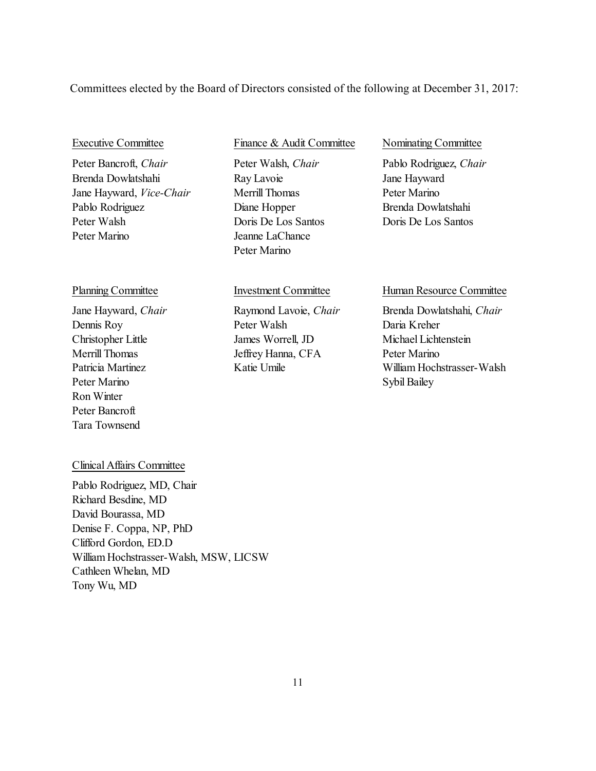Committees elected by the Board of Directors consisted of the following at December 31, 2017:

Executive Committee

Peter Bancroft, *Chair*
Brenda Dowlatshahi
Jane Hayward, *Vice-Chair*
Pablo Rodriguez
Peter Walsh
Peter Marino

Finance & Audit Committee

Peter Walsh, *Chair*
Ray Lavoie
Merrill Thomas
Diane Hopper
Doris De Los Santos
Jeanne LaChance
Peter Marino

Nominating Committee

Pablo Rodriguez, *Chair*
Jane Hayward
Peter Marino
Brenda Dowlatshahi
Doris De Los Santos

Planning Committee

Jane Hayward, *Chair*
Dennis Roy
Christopher Little
Merrill Thomas
Patricia Martinez
Peter Marino
Ron Winter
Peter Bancroft
Tara Townsend

Investment Committee

Raymond Lavoie, *Chair*
Peter Walsh
James Worrell, JD
Jeffrey Hanna, CFA
Katie Umile

Human Resource Committee

Brenda Dowlatshahi, *Chair*
Daria Kreher
Michael Lichtenstein
Peter Marino
William Hochstrasser-Walsh
Sybil Bailey

Clinical Affairs Committee

Pablo Rodriguez, MD, Chair
Richard Besdine, MD
David Bourassa, MD
Denise F. Coppa, NP, PhD
Clifford Gordon, ED.D
William Hochstrasser-Walsh, MSW, LICSW
Cathleen Whelan, MD
Tony Wu, MD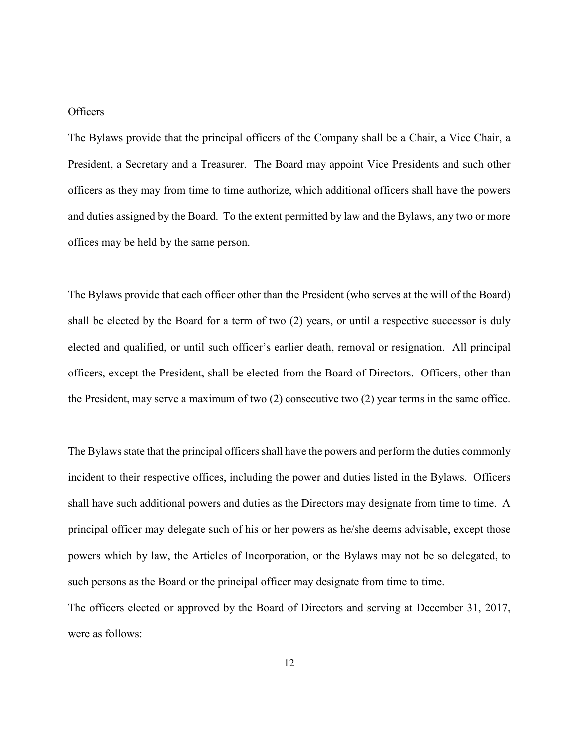<u>Officers</u>

The Bylaws provide that the principal officers of the Company shall be a Chair, a Vice Chair, a President, a Secretary and a Treasurer. The Board may appoint Vice Presidents and such other officers as they may from time to time authorize, which additional officers shall have the powers and duties assigned by the Board. To the extent permitted by law and the Bylaws, any two or more offices may be held by the same person.

The Bylaws provide that each officer other than the President (who serves at the will of the Board) shall be elected by the Board for a term of two (2) years, or until a respective successor is duly elected and qualified, or until such officer's earlier death, removal or resignation. All principal officers, except the President, shall be elected from the Board of Directors. Officers, other than the President, may serve a maximum of two (2) consecutive two (2) year terms in the same office.

The Bylaws state that the principal officers shall have the powers and perform the duties commonly incident to their respective offices, including the power and duties listed in the Bylaws. Officers shall have such additional powers and duties as the Directors may designate from time to time. A principal officer may delegate such of his or her powers as he/she deems advisable, except those powers which by law, the Articles of Incorporation, or the Bylaws may not be so delegated, to such persons as the Board or the principal officer may designate from time to time.

The officers elected or approved by the Board of Directors and serving at December 31, 2017, were as follows: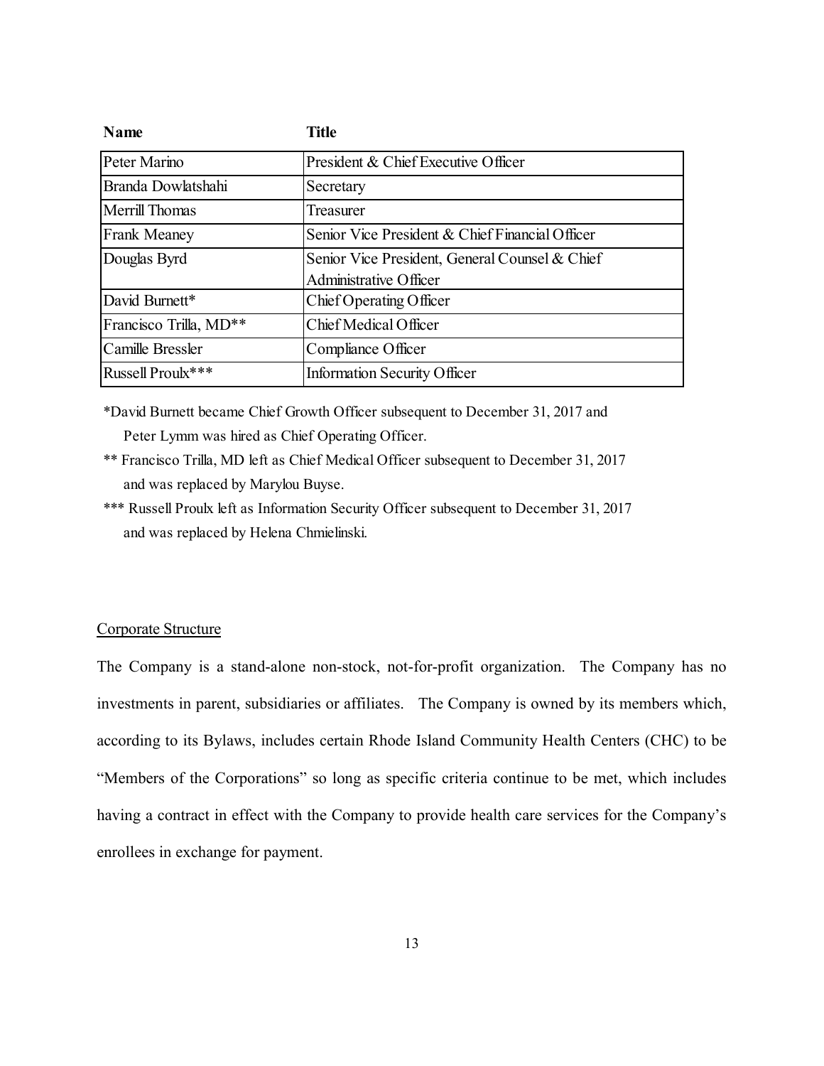| Name | Title |
|---|---|
| Peter Marino | President & Chief Executive Officer |
| Branda Dowlatshahi | Secretary |
| Merrill Thomas | Treasurer |
| Frank Meaney | Senior Vice President & Chief Financial Officer |
| Douglas Byrd | Senior Vice President, General Counsel & Chief Administrative Officer |
| David Burnett* | Chief Operating Officer |
| Francisco Trilla, MD** | Chief Medical Officer |
| Camille Bressler | Compliance Officer |
| Russell Proulx*** | Information Security Officer |

*David Burnett became Chief Growth Officer subsequent to December 31, 2017 and Peter Lymm was hired as Chief Operating Officer.

** Francisco Trilla, MD left as Chief Medical Officer subsequent to December 31, 2017 and was replaced by Marylou Buyse.

*** Russell Proulx left as Information Security Officer subsequent to December 31, 2017 and was replaced by Helena Chmielinski.

<u>Corporate Structure</u>

The Company is a stand-alone non-stock, not-for-profit organization. The Company has no investments in parent, subsidiaries or affiliates. The Company is owned by its members which, according to its Bylaws, includes certain Rhode Island Community Health Centers (CHC) to be "Members of the Corporations" so long as specific criteria continue to be met, which includes having a contract in effect with the Company to provide health care services for the Company's enrollees in exchange for payment.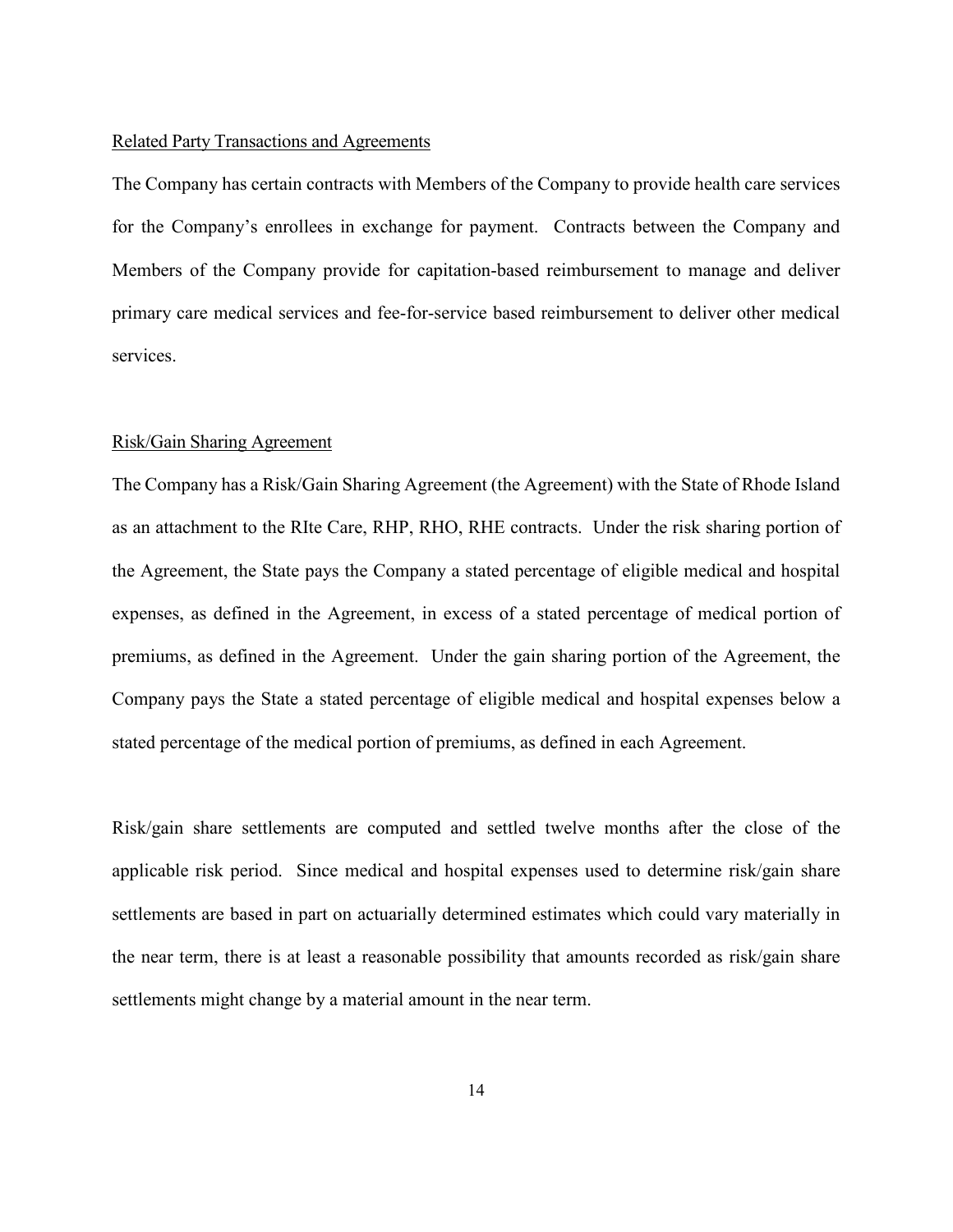Related Party Transactions and Agreements

The Company has certain contracts with Members of the Company to provide health care services for the Company's enrollees in exchange for payment. Contracts between the Company and Members of the Company provide for capitation-based reimbursement to manage and deliver primary care medical services and fee-for-service based reimbursement to deliver other medical services.

Risk/Gain Sharing Agreement

The Company has a Risk/Gain Sharing Agreement (the Agreement) with the State of Rhode Island as an attachment to the RIte Care, RHP, RHO, RHE contracts. Under the risk sharing portion of the Agreement, the State pays the Company a stated percentage of eligible medical and hospital expenses, as defined in the Agreement, in excess of a stated percentage of medical portion of premiums, as defined in the Agreement. Under the gain sharing portion of the Agreement, the Company pays the State a stated percentage of eligible medical and hospital expenses below a stated percentage of the medical portion of premiums, as defined in each Agreement.

Risk/gain share settlements are computed and settled twelve months after the close of the applicable risk period. Since medical and hospital expenses used to determine risk/gain share settlements are based in part on actuarially determined estimates which could vary materially in the near term, there is at least a reasonable possibility that amounts recorded as risk/gain share settlements might change by a material amount in the near term.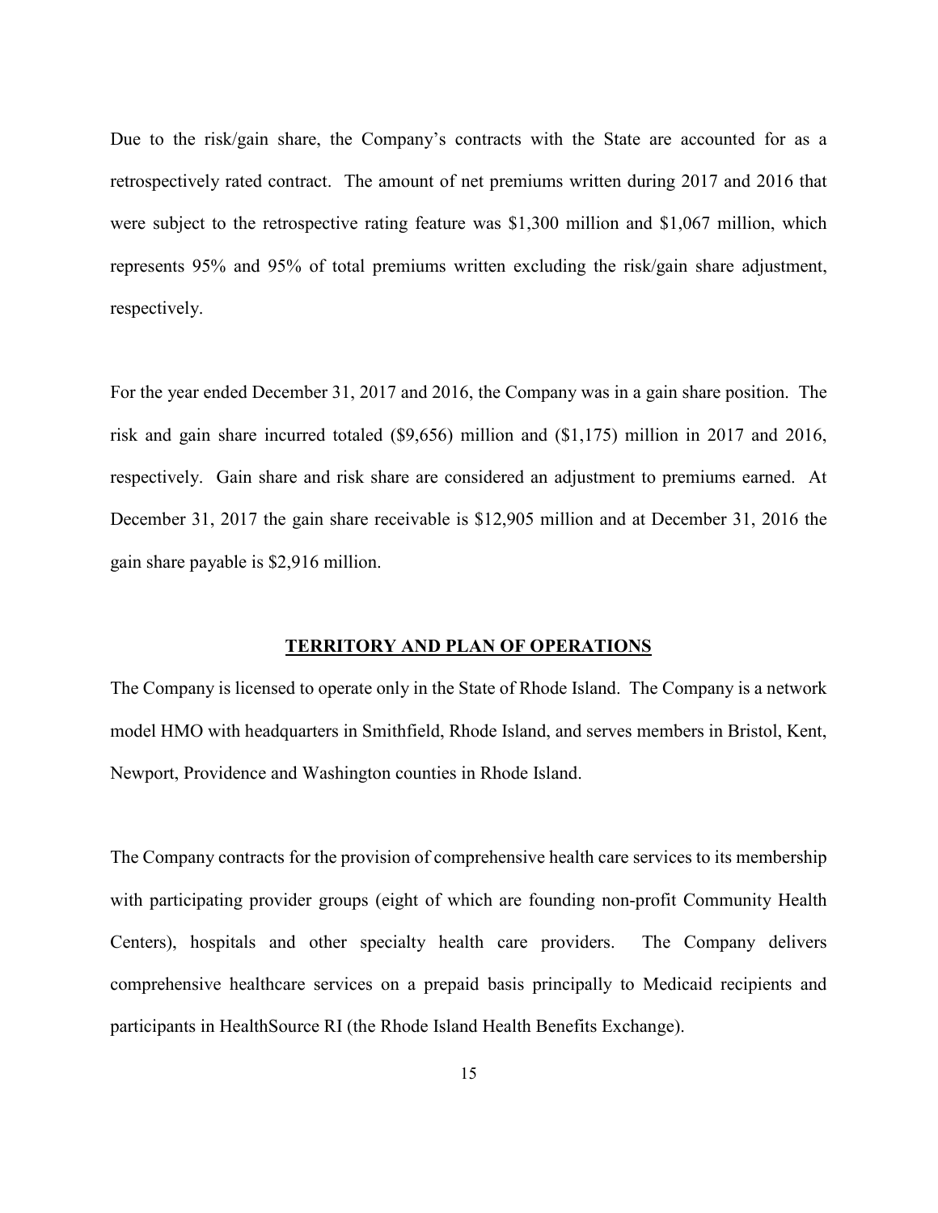Due to the risk/gain share, the Company's contracts with the State are accounted for as a retrospectively rated contract. The amount of net premiums written during 2017 and 2016 that were subject to the retrospective rating feature was $1,300 million and $1,067 million, which represents 95% and 95% of total premiums written excluding the risk/gain share adjustment, respectively.

For the year ended December 31, 2017 and 2016, the Company was in a gain share position. The risk and gain share incurred totaled ($9,656) million and ($1,175) million in 2017 and 2016, respectively. Gain share and risk share are considered an adjustment to premiums earned. At December 31, 2017 the gain share receivable is $12,905 million and at December 31, 2016 the gain share payable is $2,916 million.

## TERRITORY AND PLAN OF OPERATIONS

The Company is licensed to operate only in the State of Rhode Island. The Company is a network model HMO with headquarters in Smithfield, Rhode Island, and serves members in Bristol, Kent, Newport, Providence and Washington counties in Rhode Island.

The Company contracts for the provision of comprehensive health care services to its membership with participating provider groups (eight of which are founding non-profit Community Health Centers), hospitals and other specialty health care providers. The Company delivers comprehensive healthcare services on a prepaid basis principally to Medicaid recipients and participants in HealthSource RI (the Rhode Island Health Benefits Exchange).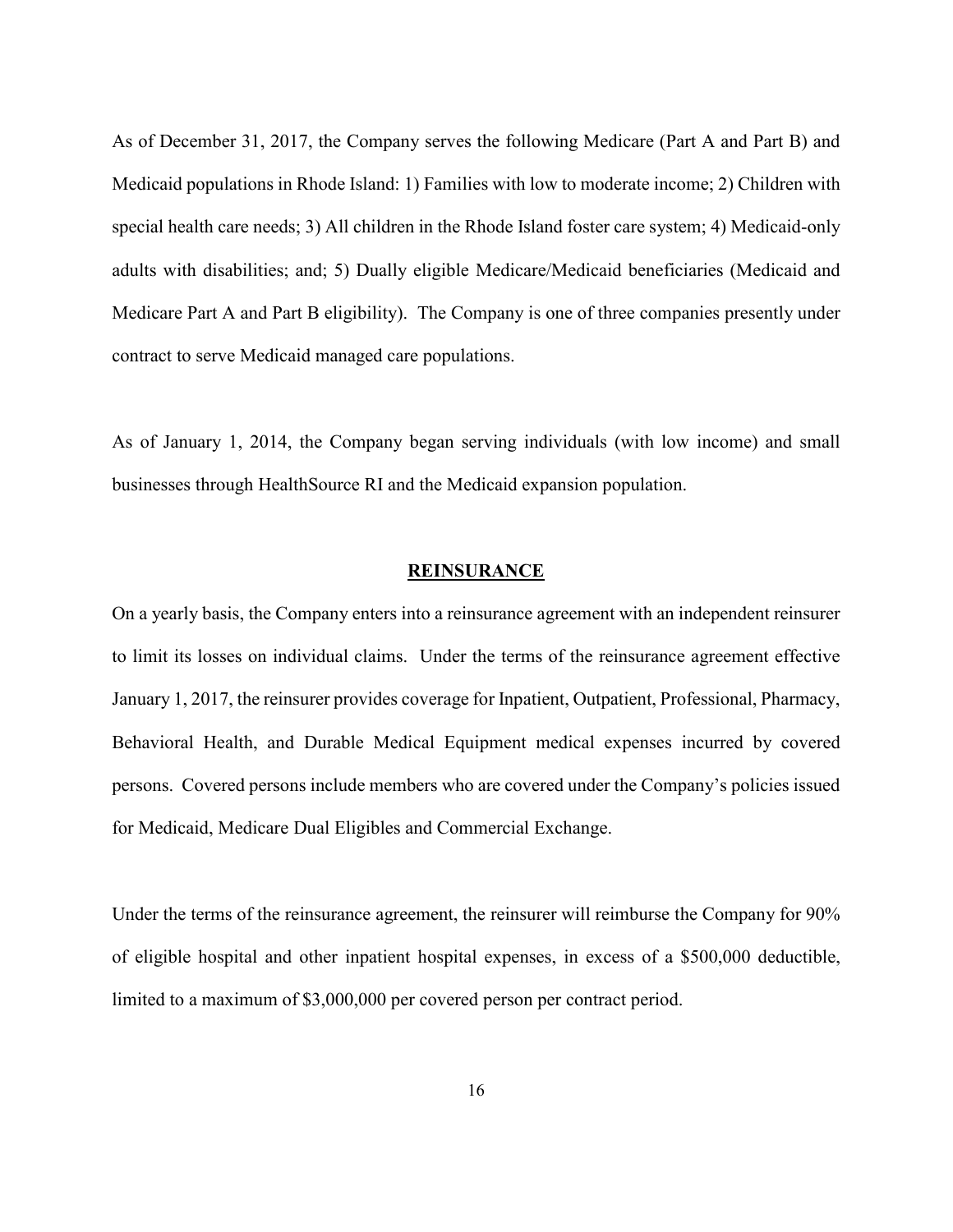As of December 31, 2017, the Company serves the following Medicare (Part A and Part B) and Medicaid populations in Rhode Island: 1) Families with low to moderate income; 2) Children with special health care needs; 3) All children in the Rhode Island foster care system; 4) Medicaid-only adults with disabilities; and; 5) Dually eligible Medicare/Medicaid beneficiaries (Medicaid and Medicare Part A and Part B eligibility). The Company is one of three companies presently under contract to serve Medicaid managed care populations.

As of January 1, 2014, the Company began serving individuals (with low income) and small businesses through HealthSource RI and the Medicaid expansion population.

## REINSURANCE

On a yearly basis, the Company enters into a reinsurance agreement with an independent reinsurer to limit its losses on individual claims. Under the terms of the reinsurance agreement effective January 1, 2017, the reinsurer provides coverage for Inpatient, Outpatient, Professional, Pharmacy, Behavioral Health, and Durable Medical Equipment medical expenses incurred by covered persons. Covered persons include members who are covered under the Company's policies issued for Medicaid, Medicare Dual Eligibles and Commercial Exchange.

Under the terms of the reinsurance agreement, the reinsurer will reimburse the Company for 90% of eligible hospital and other inpatient hospital expenses, in excess of a $500,000 deductible, limited to a maximum of $3,000,000 per covered person per contract period.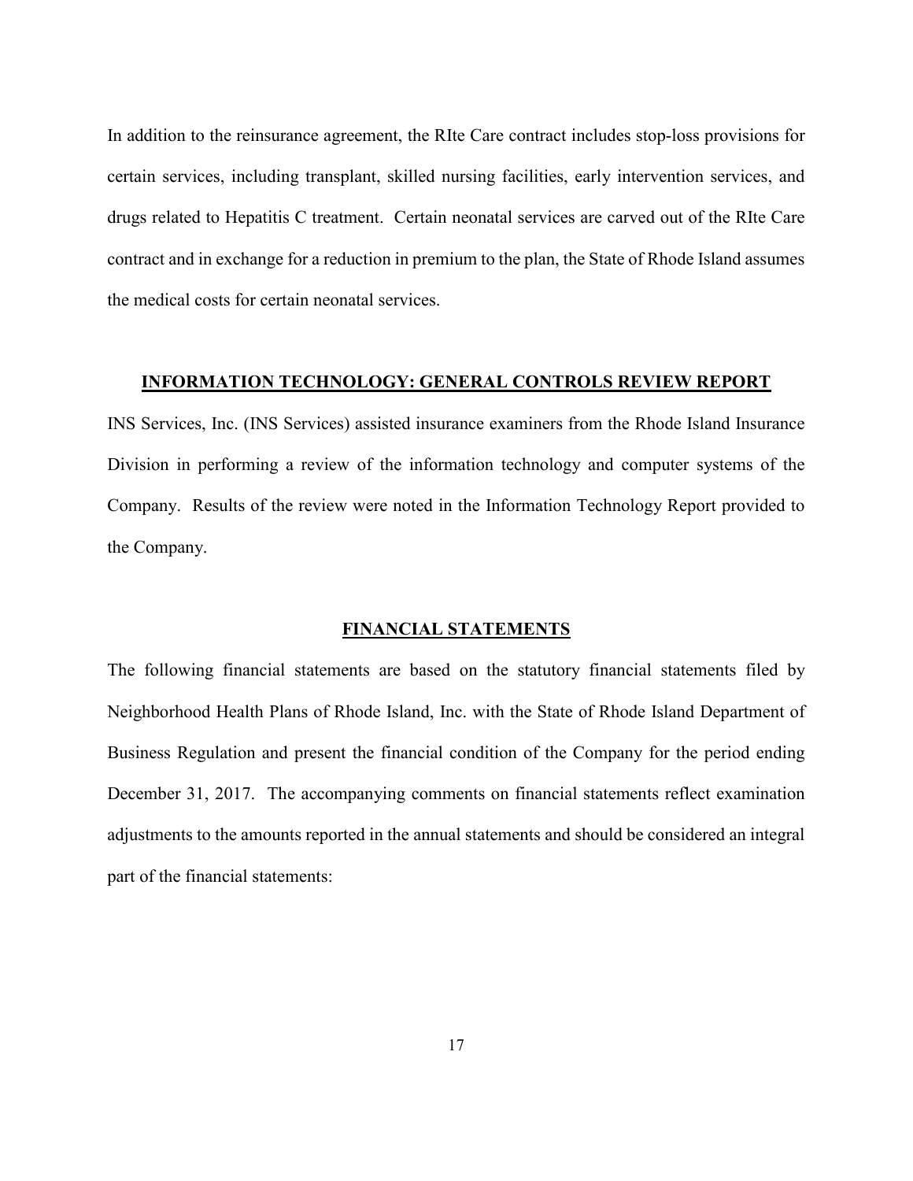In addition to the reinsurance agreement, the RIte Care contract includes stop-loss provisions for certain services, including transplant, skilled nursing facilities, early intervention services, and drugs related to Hepatitis C treatment. Certain neonatal services are carved out of the RIte Care contract and in exchange for a reduction in premium to the plan, the State of Rhode Island assumes the medical costs for certain neonatal services.

## INFORMATION TECHNOLOGY: GENERAL CONTROLS REVIEW REPORT

INS Services, Inc. (INS Services) assisted insurance examiners from the Rhode Island Insurance Division in performing a review of the information technology and computer systems of the Company. Results of the review were noted in the Information Technology Report provided to the Company.

## FINANCIAL STATEMENTS

The following financial statements are based on the statutory financial statements filed by Neighborhood Health Plans of Rhode Island, Inc. with the State of Rhode Island Department of Business Regulation and present the financial condition of the Company for the period ending December 31, 2017. The accompanying comments on financial statements reflect examination adjustments to the amounts reported in the annual statements and should be considered an integral part of the financial statements: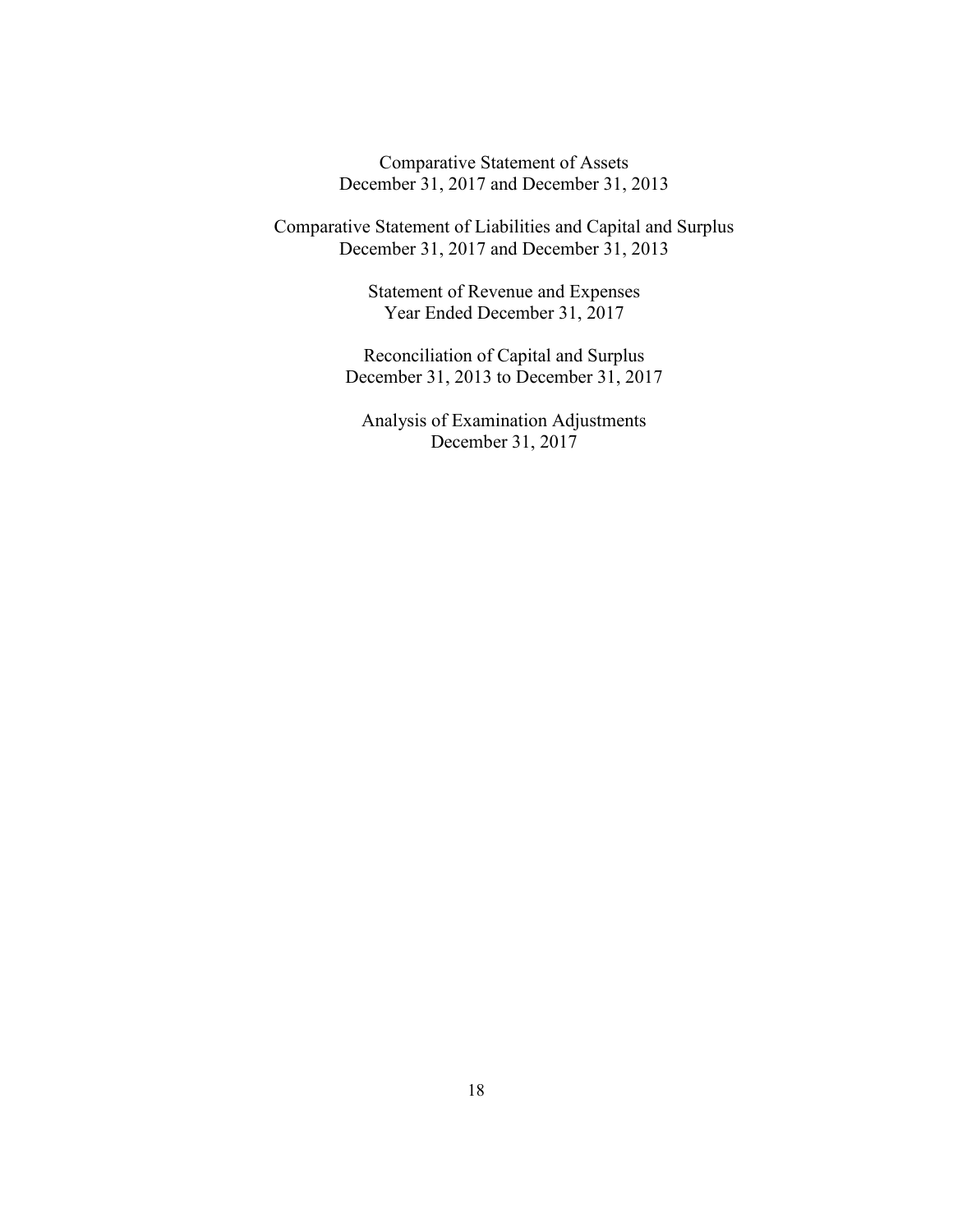Comparative Statement of Assets
December 31, 2017 and December 31, 2013

Comparative Statement of Liabilities and Capital and Surplus
December 31, 2017 and December 31, 2013

Statement of Revenue and Expenses
Year Ended December 31, 2017

Reconciliation of Capital and Surplus
December 31, 2013 to December 31, 2017

Analysis of Examination Adjustments
December 31, 2017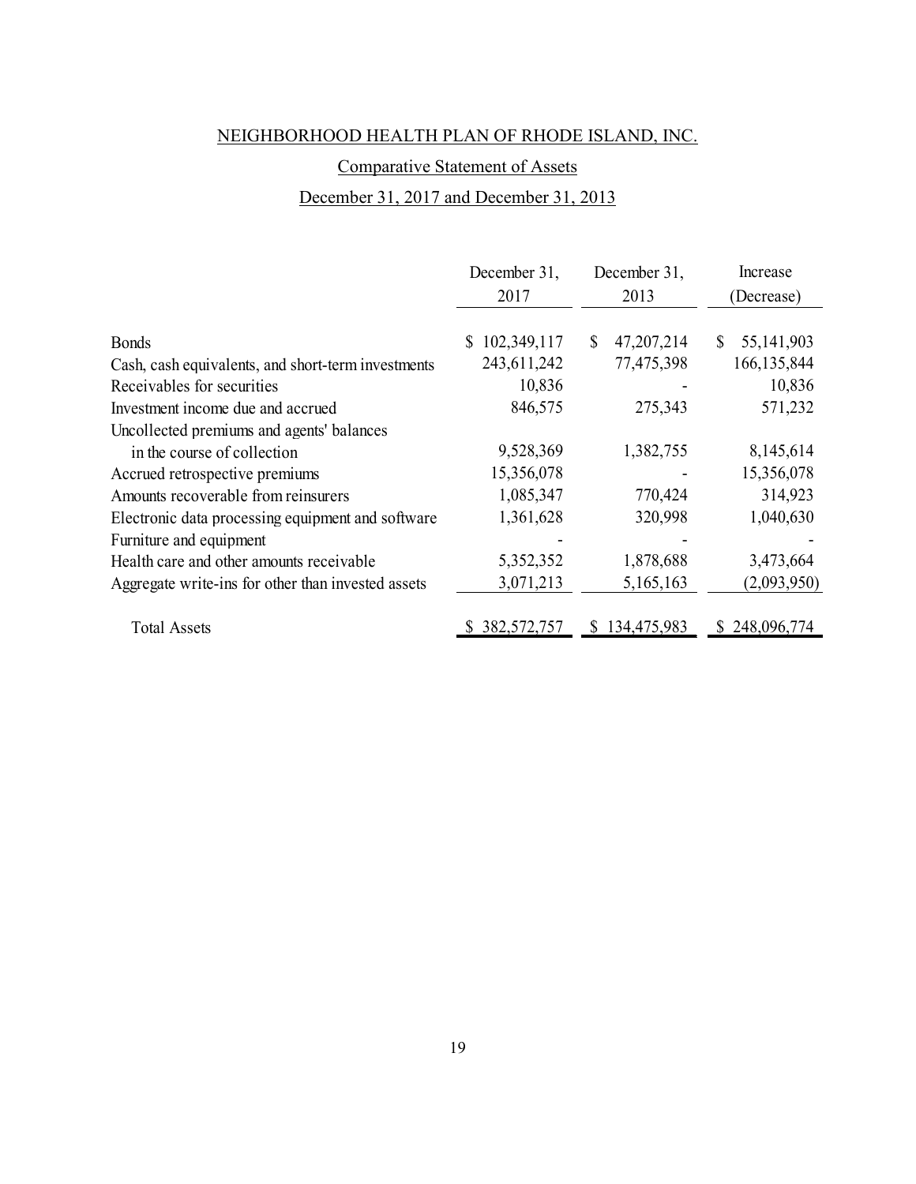NEIGHBORHOOD HEALTH PLAN OF RHODE ISLAND, INC.

Comparative Statement of Assets

December 31, 2017 and December 31, 2013

| | December 31, 2017 | December 31, 2013 | Increase (Decrease) |
|---|---|---|---|
| Bonds | $ 102,349,117 | $ 47,207,214 | $ 55,141,903 |
| Cash, cash equivalents, and short-term investments | 243,611,242 | 77,475,398 | 166,135,844 |
| Receivables for securities | 10,836 | - | 10,836 |
| Investment income due and accrued | 846,575 | 275,343 | 571,232 |
| Uncollected premiums and agents' balances in the course of collection | 9,528,369 | 1,382,755 | 8,145,614 |
| Accrued retrospective premiums | 15,356,078 | - | 15,356,078 |
| Amounts recoverable from reinsurers | 1,085,347 | 770,424 | 314,923 |
| Electronic data processing equipment and software | 1,361,628 | 320,998 | 1,040,630 |
| Furniture and equipment | - | - | - |
| Health care and other amounts receivable | 5,352,352 | 1,878,688 | 3,473,664 |
| Aggregate write-ins for other than invested assets | 3,071,213 | 5,165,163 | (2,093,950) |
| Total Assets | $ 382,572,757 | $ 134,475,983 | $ 248,096,774 |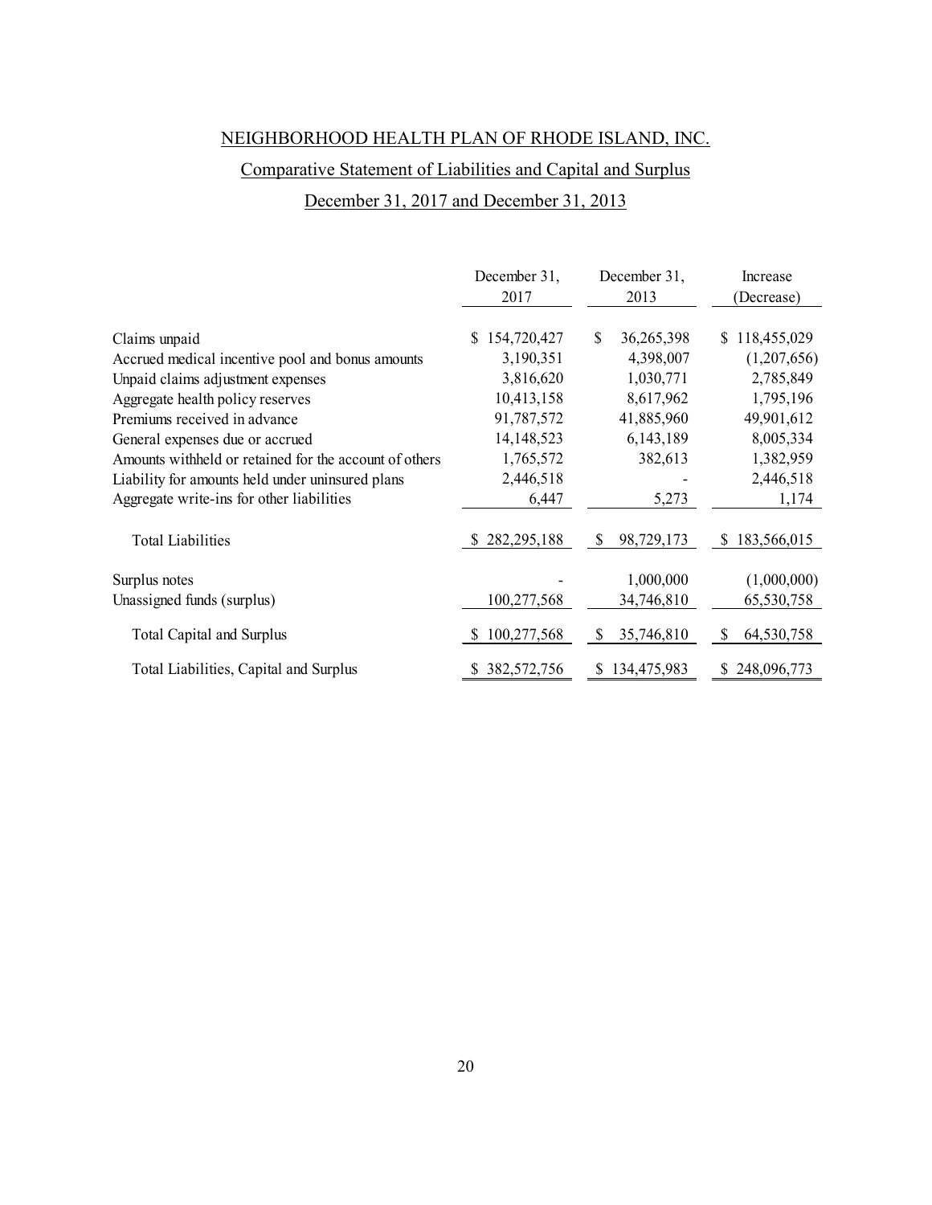NEIGHBORHOOD HEALTH PLAN OF RHODE ISLAND, INC.

Comparative Statement of Liabilities and Capital and Surplus

December 31, 2017 and December 31, 2013

| | December 31, 2017 | December 31, 2013 | Increase (Decrease) |
|---|---|---|---|
| Claims unpaid | $ 154,720,427 | $ 36,265,398 | $ 118,455,029 |
| Accrued medical incentive pool and bonus amounts | 3,190,351 | 4,398,007 | (1,207,656) |
| Unpaid claims adjustment expenses | 3,816,620 | 1,030,771 | 2,785,849 |
| Aggregate health policy reserves | 10,413,158 | 8,617,962 | 1,795,196 |
| Premiums received in advance | 91,787,572 | 41,885,960 | 49,901,612 |
| General expenses due or accrued | 14,148,523 | 6,143,189 | 8,005,334 |
| Amounts withheld or retained for the account of others | 1,765,572 | 382,613 | 1,382,959 |
| Liability for amounts held under uninsured plans | 2,446,518 | - | 2,446,518 |
| Aggregate write-ins for other liabilities | 6,447 | 5,273 | 1,174 |
| Total Liabilities | $ 282,295,188 | $ 98,729,173 | $ 183,566,015 |
| Surplus notes | - | 1,000,000 | (1,000,000) |
| Unassigned funds (surplus) | 100,277,568 | 34,746,810 | 65,530,758 |
| Total Capital and Surplus | $ 100,277,568 | $ 35,746,810 | $ 64,530,758 |
| Total Liabilities, Capital and Surplus | $ 382,572,756 | $ 134,475,983 | $ 248,096,773 |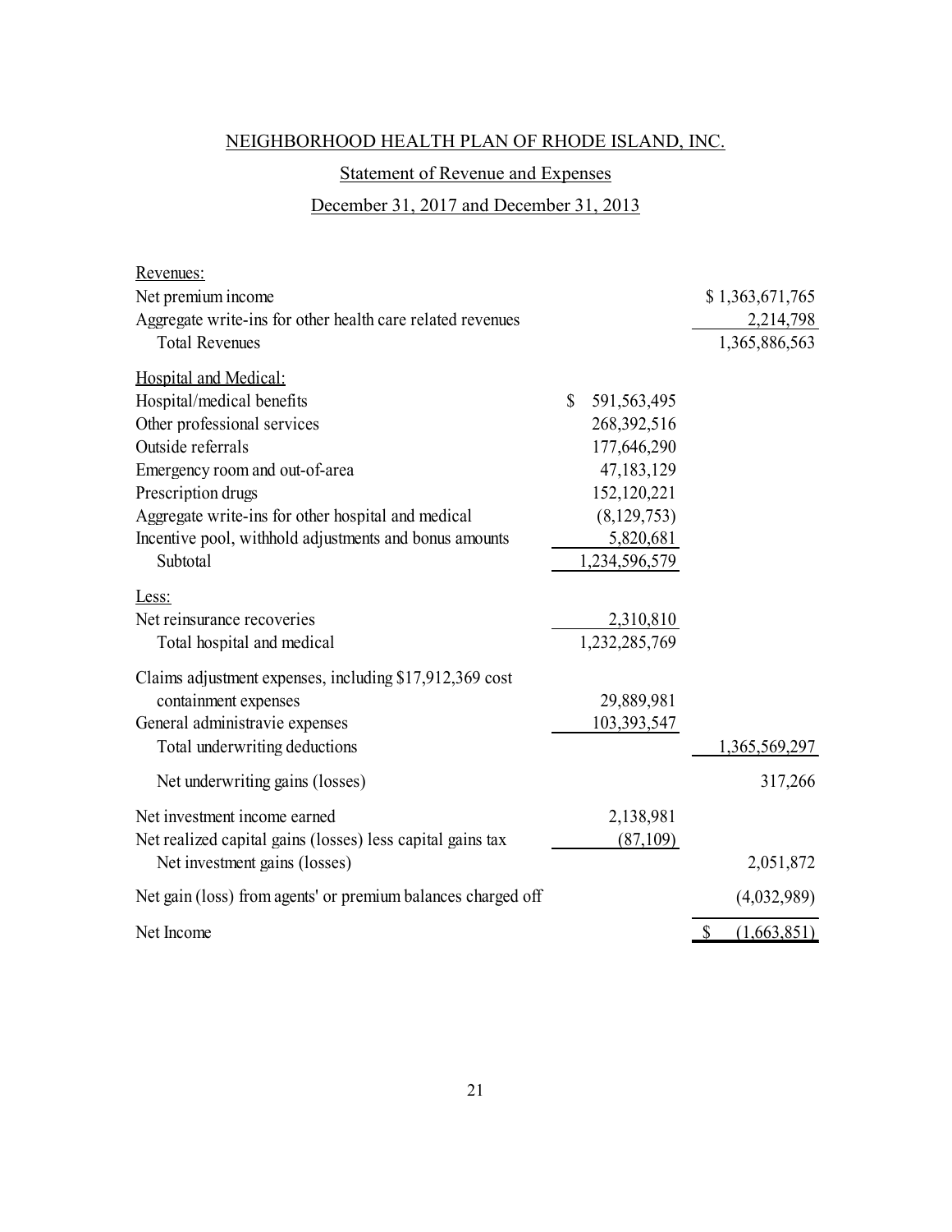NEIGHBORHOOD HEALTH PLAN OF RHODE ISLAND, INC.

Statement of Revenue and Expenses

December 31, 2017 and December 31, 2013

| | | |
|---|---|---|
| Revenues: | | |
| Net premium income | | $ 1,363,671,765 |
| Aggregate write-ins for other health care related revenues | | 2,214,798 |
| Total Revenues | | 1,365,886,563 |
| Hospital and Medical: | | |
| Hospital/medical benefits | $ 591,563,495 | |
| Other professional services | 268,392,516 | |
| Outside referrals | 177,646,290 | |
| Emergency room and out-of-area | 47,183,129 | |
| Prescription drugs | 152,120,221 | |
| Aggregate write-ins for other hospital and medical | (8,129,753) | |
| Incentive pool, withhold adjustments and bonus amounts | 5,820,681 | |
| Subtotal | 1,234,596,579 | |
| Less: | | |
| Net reinsurance recoveries | 2,310,810 | |
| Total hospital and medical | 1,232,285,769 | |
| Claims adjustment expenses, including $17,912,369 cost containment expenses | 29,889,981 | |
| General administravie expenses | 103,393,547 | |
| Total underwriting deductions | | 1,365,569,297 |
| Net underwriting gains (losses) | | 317,266 |
| Net investment income earned | 2,138,981 | |
| Net realized capital gains (losses) less capital gains tax | (87,109) | |
| Net investment gains (losses) | | 2,051,872 |
| Net gain (loss) from agents' or premium balances charged off | | (4,032,989) |
| Net Income | | $ (1,663,851) |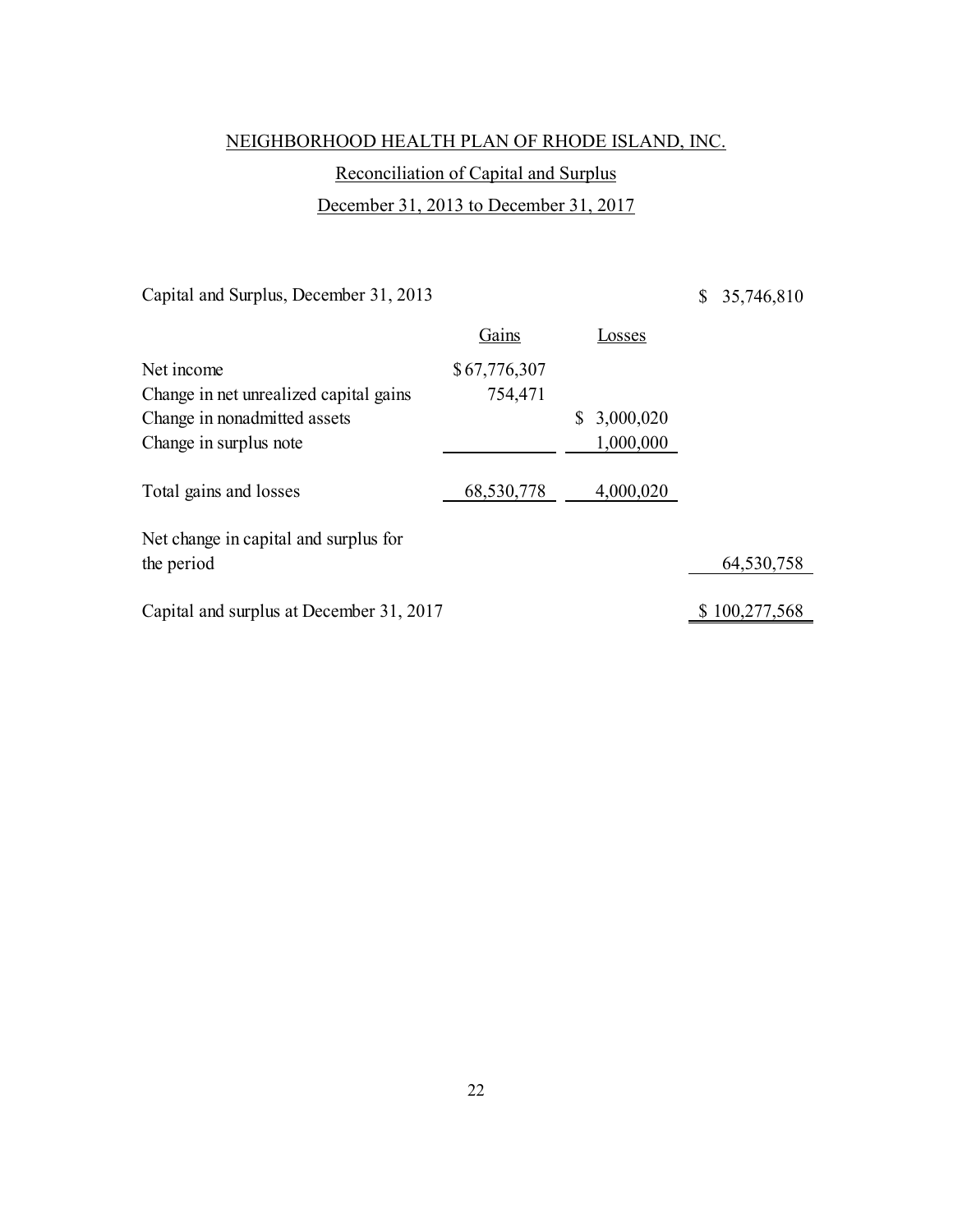NEIGHBORHOOD HEALTH PLAN OF RHODE ISLAND, INC.

Reconciliation of Capital and Surplus

December 31, 2013 to December 31, 2017

| | Gains | Losses | |
|---|---|---|---|
| Capital and Surplus, December 31, 2013 | | | $ 35,746,810 |
| Net income | $ 67,776,307 | | |
| Change in net unrealized capital gains | 754,471 | | |
| Change in nonadmitted assets | | $ 3,000,020 | |
| Change in surplus note | | 1,000,000 | |
| Total gains and losses | 68,530,778 | 4,000,020 | |
| Net change in capital and surplus for the period | | | 64,530,758 |
| Capital and surplus at December 31, 2017 | | | $ 100,277,568 |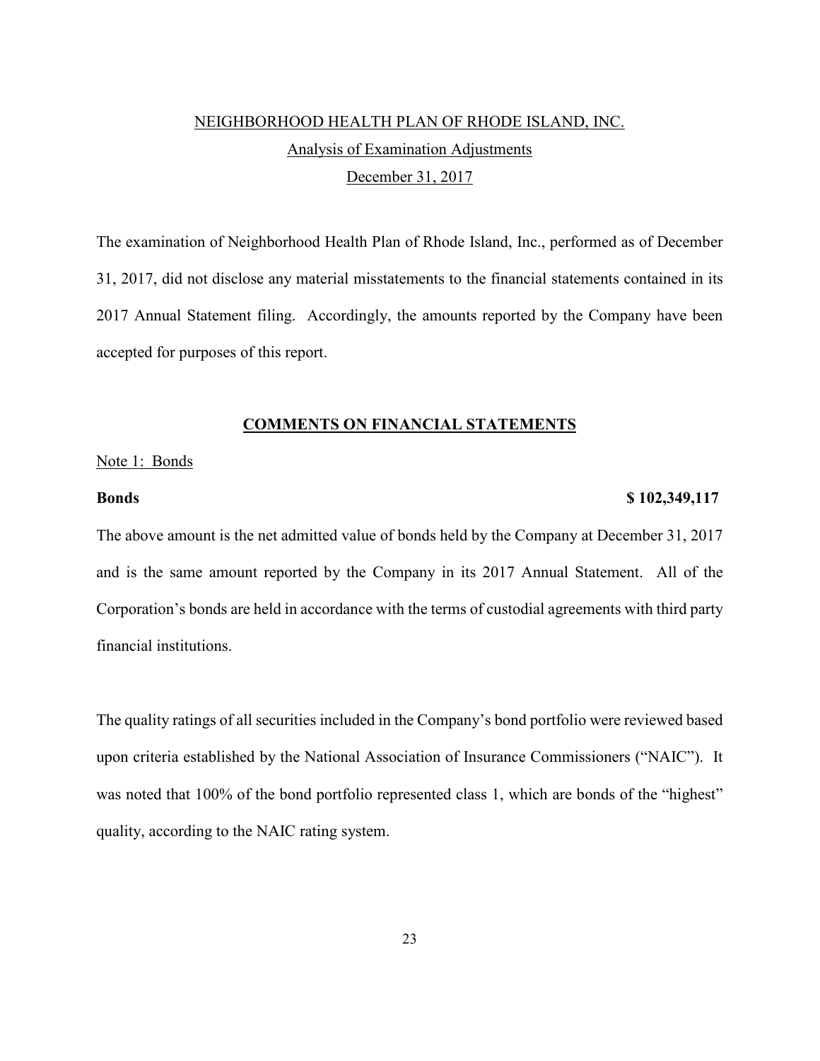NEIGHBORHOOD HEALTH PLAN OF RHODE ISLAND, INC.

Analysis of Examination Adjustments

December 31, 2017

The examination of Neighborhood Health Plan of Rhode Island, Inc., performed as of December 31, 2017, did not disclose any material misstatements to the financial statements contained in its 2017 Annual Statement filing. Accordingly, the amounts reported by the Company have been accepted for purposes of this report.

## COMMENTS ON FINANCIAL STATEMENTS

Note 1: Bonds

**Bonds** **$ 102,349,117**

The above amount is the net admitted value of bonds held by the Company at December 31, 2017 and is the same amount reported by the Company in its 2017 Annual Statement. All of the Corporation's bonds are held in accordance with the terms of custodial agreements with third party financial institutions.

The quality ratings of all securities included in the Company's bond portfolio were reviewed based upon criteria established by the National Association of Insurance Commissioners ("NAIC"). It was noted that 100% of the bond portfolio represented class 1, which are bonds of the "highest" quality, according to the NAIC rating system.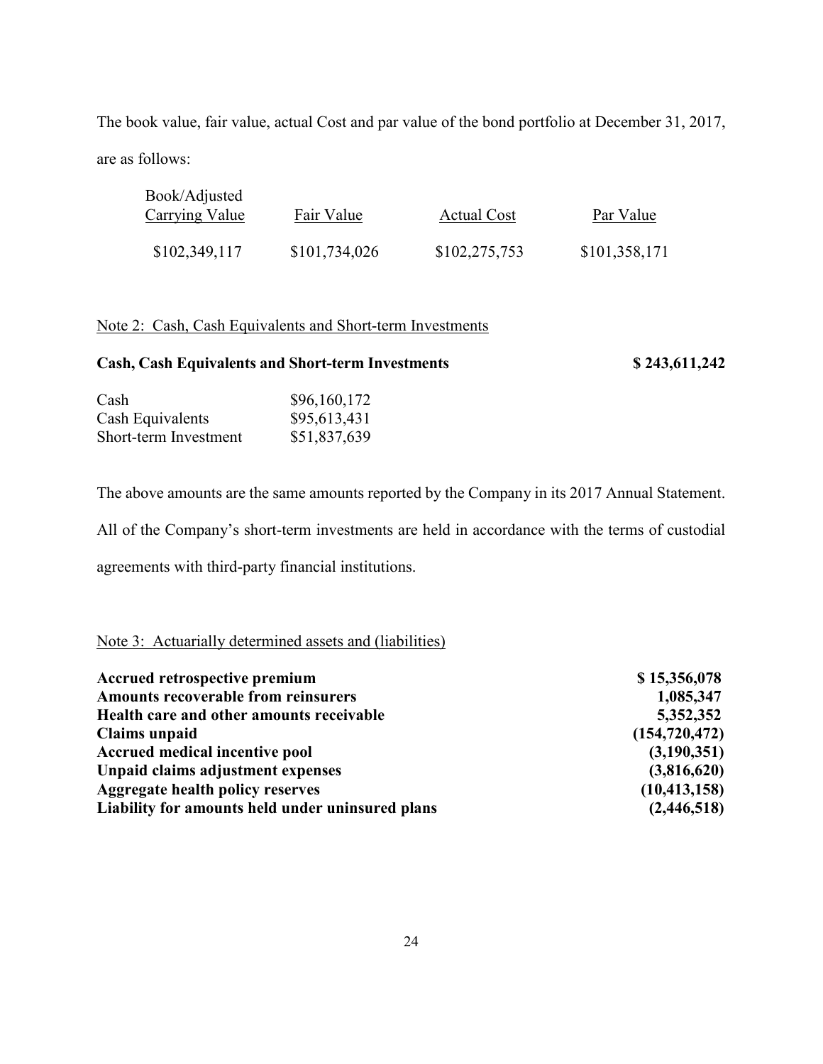The book value, fair value, actual Cost and par value of the bond portfolio at December 31, 2017, are as follows:

| Book/Adjusted Carrying Value | Fair Value | Actual Cost | Par Value |
|---|---|---|---|
| $102,349,117 | $101,734,026 | $102,275,753 | $101,358,171 |

Note 2: Cash, Cash Equivalents and Short-term Investments

**Cash, Cash Equivalents and Short-term Investments** **$ 243,611,242**

| | |
|---|---|
| Cash | $96,160,172 |
| Cash Equivalents | $95,613,431 |
| Short-term Investment | $51,837,639 |

The above amounts are the same amounts reported by the Company in its 2017 Annual Statement. All of the Company's short-term investments are held in accordance with the terms of custodial agreements with third-party financial institutions.

Note 3: Actuarially determined assets and (liabilities)

| | |
|---|---|
| **Accrued retrospective premium** | **$ 15,356,078** |
| **Amounts recoverable from reinsurers** | **1,085,347** |
| **Health care and other amounts receivable** | **5,352,352** |
| **Claims unpaid** | **(154,720,472)** |
| **Accrued medical incentive pool** | **(3,190,351)** |
| **Unpaid claims adjustment expenses** | **(3,816,620)** |
| **Aggregate health policy reserves** | **(10,413,158)** |
| **Liability for amounts held under uninsured plans** | **(2,446,518)** |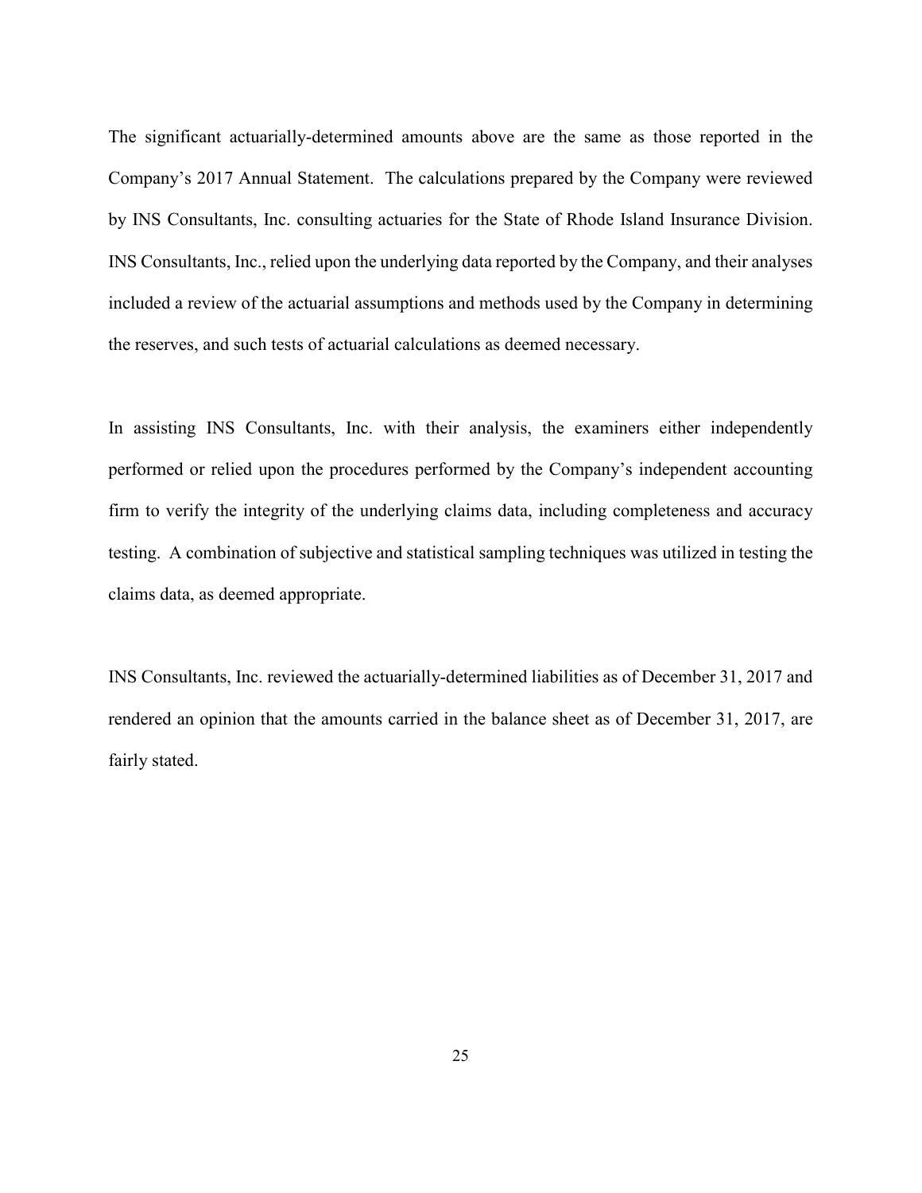The significant actuarially-determined amounts above are the same as those reported in the Company's 2017 Annual Statement. The calculations prepared by the Company were reviewed by INS Consultants, Inc. consulting actuaries for the State of Rhode Island Insurance Division. INS Consultants, Inc., relied upon the underlying data reported by the Company, and their analyses included a review of the actuarial assumptions and methods used by the Company in determining the reserves, and such tests of actuarial calculations as deemed necessary.

In assisting INS Consultants, Inc. with their analysis, the examiners either independently performed or relied upon the procedures performed by the Company's independent accounting firm to verify the integrity of the underlying claims data, including completeness and accuracy testing. A combination of subjective and statistical sampling techniques was utilized in testing the claims data, as deemed appropriate.

INS Consultants, Inc. reviewed the actuarially-determined liabilities as of December 31, 2017 and rendered an opinion that the amounts carried in the balance sheet as of December 31, 2017, are fairly stated.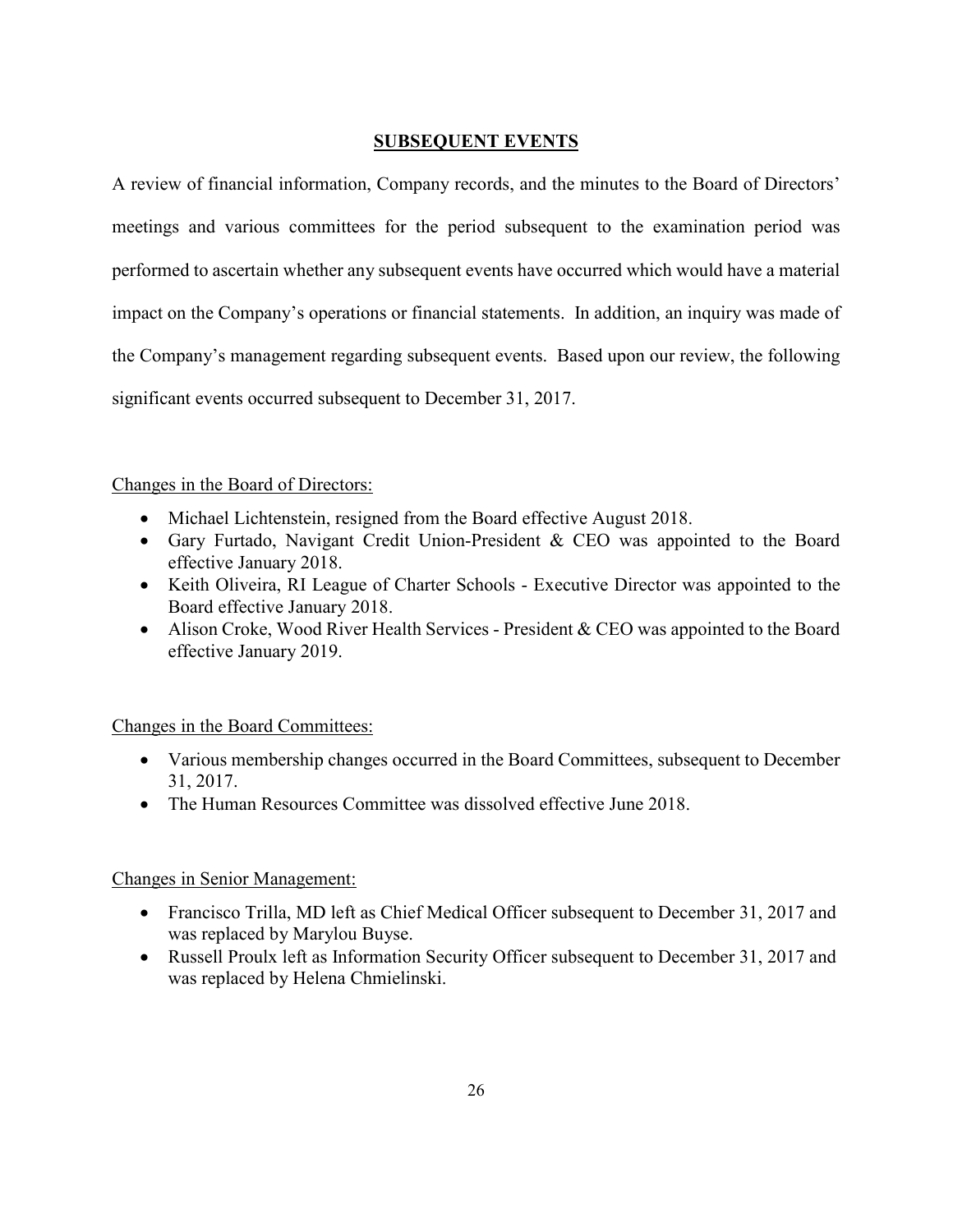## SUBSEQUENT EVENTS

A review of financial information, Company records, and the minutes to the Board of Directors' meetings and various committees for the period subsequent to the examination period was performed to ascertain whether any subsequent events have occurred which would have a material impact on the Company's operations or financial statements. In addition, an inquiry was made of the Company's management regarding subsequent events. Based upon our review, the following significant events occurred subsequent to December 31, 2017.

Changes in the Board of Directors:

- Michael Lichtenstein, resigned from the Board effective August 2018.
- Gary Furtado, Navigant Credit Union-President & CEO was appointed to the Board effective January 2018.
- Keith Oliveira, RI League of Charter Schools - Executive Director was appointed to the Board effective January 2018.
- Alison Croke, Wood River Health Services - President & CEO was appointed to the Board effective January 2019.

Changes in the Board Committees:

- Various membership changes occurred in the Board Committees, subsequent to December 31, 2017.
- The Human Resources Committee was dissolved effective June 2018.

Changes in Senior Management:

- Francisco Trilla, MD left as Chief Medical Officer subsequent to December 31, 2017 and was replaced by Marylou Buyse.
- Russell Proulx left as Information Security Officer subsequent to December 31, 2017 and was replaced by Helena Chmielinski.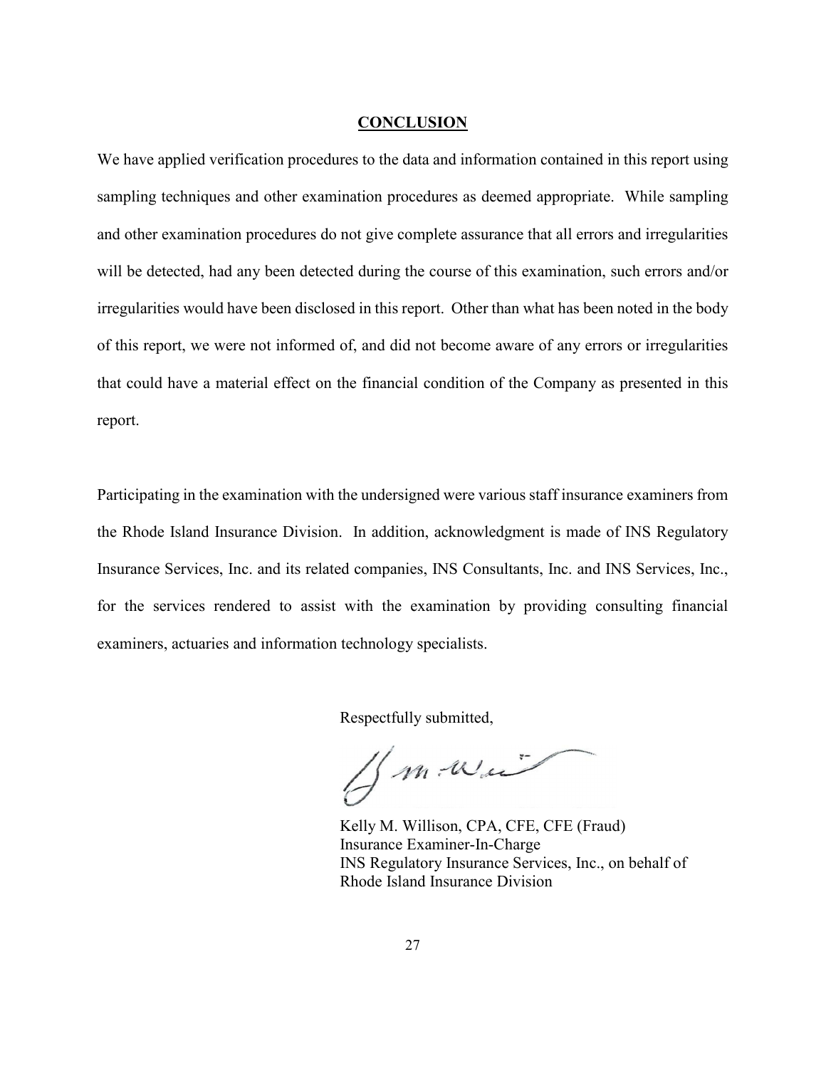## CONCLUSION

We have applied verification procedures to the data and information contained in this report using sampling techniques and other examination procedures as deemed appropriate. While sampling and other examination procedures do not give complete assurance that all errors and irregularities will be detected, had any been detected during the course of this examination, such errors and/or irregularities would have been disclosed in this report. Other than what has been noted in the body of this report, we were not informed of, and did not become aware of any errors or irregularities that could have a material effect on the financial condition of the Company as presented in this report.

Participating in the examination with the undersigned were various staff insurance examiners from the Rhode Island Insurance Division. In addition, acknowledgment is made of INS Regulatory Insurance Services, Inc. and its related companies, INS Consultants, Inc. and INS Services, Inc., for the services rendered to assist with the examination by providing consulting financial examiners, actuaries and information technology specialists.

Respectfully submitted,

Kelly M. Willison, CPA, CFE, CFE (Fraud)
Insurance Examiner-In-Charge
INS Regulatory Insurance Services, Inc., on behalf of
Rhode Island Insurance Division